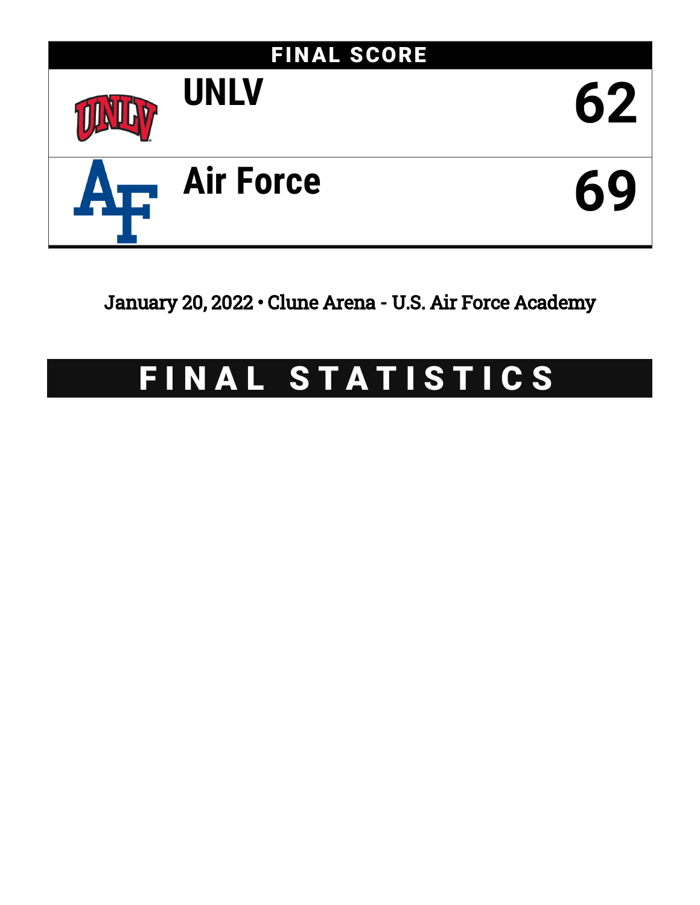## FINAL SCORE

| Team | Score |
|---|---|
| UNLV | 62 |
| Air Force | 69 |

January 20, 2022 • Clune Arena - U.S. Air Force Academy

# FINAL STATISTICS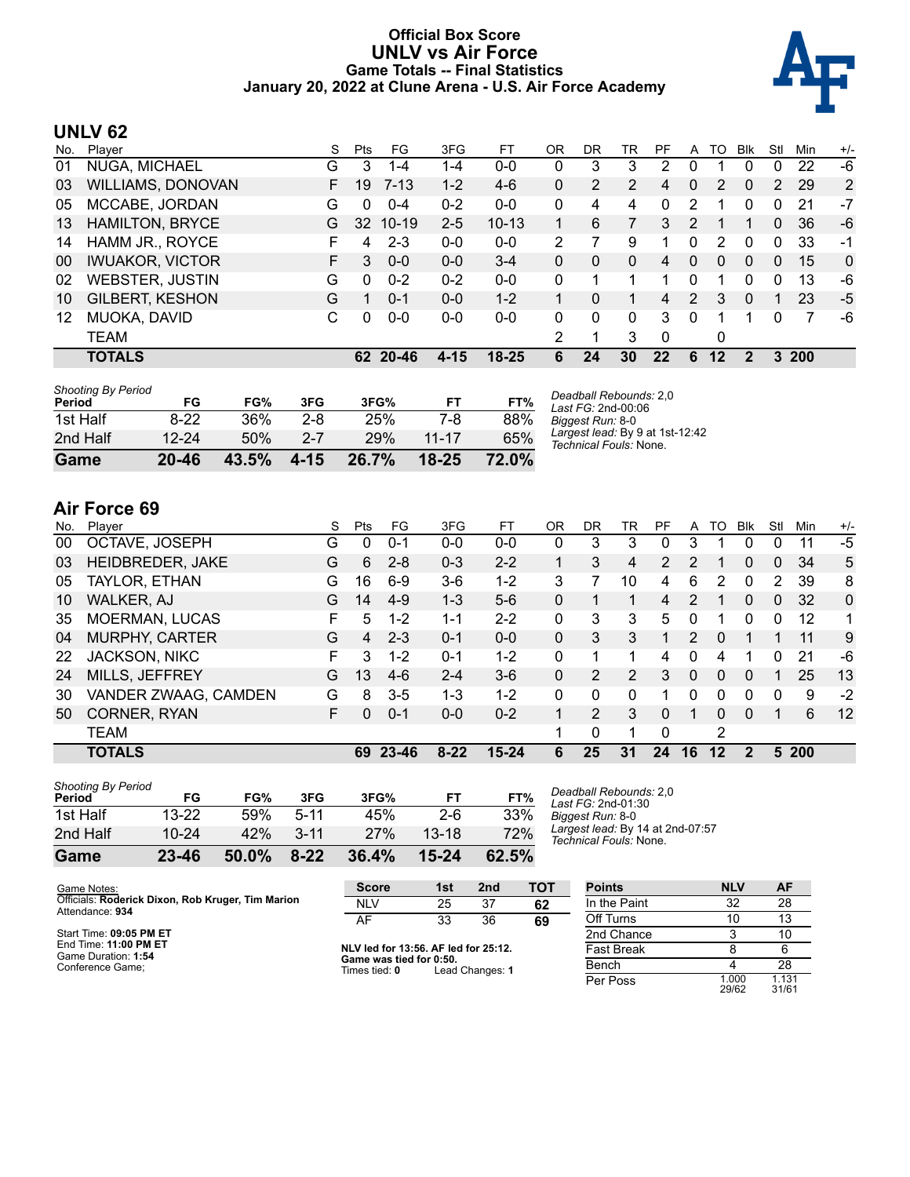# Official Box Score
# UNLV vs Air Force
## Game Totals -- Final Statistics
### January 20, 2022 at Clune Arena - U.S. Air Force Academy

## UNLV 62

| No. | Player | S | Pts | FG | 3FG | FT | OR | DR | TR | PF | A | TO | Blk | Stl | Min | +/- |
|---|---|---|---|---|---|---|---|---|---|---|---|---|---|---|---|---|
| 01 | NUGA, MICHAEL | G | 3 | 1-4 | 1-4 | 0-0 | 0 | 3 | 3 | 2 | 0 | 1 | 0 | 0 | 22 | -6 |
| 03 | WILLIAMS, DONOVAN | F | 19 | 7-13 | 1-2 | 4-6 | 0 | 2 | 2 | 4 | 0 | 2 | 0 | 2 | 29 | 2 |
| 05 | MCCABE, JORDAN | G | 0 | 0-4 | 0-2 | 0-0 | 0 | 4 | 4 | 0 | 2 | 1 | 0 | 0 | 21 | -7 |
| 13 | HAMILTON, BRYCE | G | 32 | 10-19 | 2-5 | 10-13 | 1 | 6 | 7 | 3 | 2 | 1 | 1 | 0 | 36 | -6 |
| 14 | HAMM JR., ROYCE | F | 4 | 2-3 | 0-0 | 0-0 | 2 | 7 | 9 | 1 | 0 | 2 | 0 | 0 | 33 | -1 |
| 00 | IWUAKOR, VICTOR | F | 3 | 0-0 | 0-0 | 3-4 | 0 | 0 | 0 | 4 | 0 | 0 | 0 | 0 | 15 | 0 |
| 02 | WEBSTER, JUSTIN | G | 0 | 0-2 | 0-2 | 0-0 | 0 | 1 | 1 | 1 | 0 | 1 | 0 | 0 | 13 | -6 |
| 10 | GILBERT, KESHON | G | 1 | 0-1 | 0-0 | 1-2 | 1 | 0 | 1 | 4 | 2 | 3 | 0 | 1 | 23 | -5 |
| 12 | MUOKA, DAVID | C | 0 | 0-0 | 0-0 | 0-0 | 0 | 0 | 0 | 3 | 0 | 1 | 1 | 0 | 7 | -6 |
| | TEAM | | | | | | 2 | 1 | 3 | 0 | | 0 | | | | |
| | **TOTALS** | | **62** | **20-46** | **4-15** | **18-25** | **6** | **24** | **30** | **22** | **6** | **12** | **2** | **3** | **200** | |

| Shooting By Period Period | FG | FG% | 3FG | 3FG% | FT | FT% |
|---|---|---|---|---|---|---|
| 1st Half | 8-22 | 36% | 2-8 | 25% | 7-8 | 88% |
| 2nd Half | 12-24 | 50% | 2-7 | 29% | 11-17 | 65% |
| **Game** | **20-46** | **43.5%** | **4-15** | **26.7%** | **18-25** | **72.0%** |

*Deadball Rebounds:* 2,0
*Last FG:* 2nd-00:06
*Biggest Run:* 8-0
*Largest lead:* By 9 at 1st-12:42
*Technical Fouls:* None.

## Air Force 69

| No. | Player | S | Pts | FG | 3FG | FT | OR | DR | TR | PF | A | TO | Blk | Stl | Min | +/- |
|---|---|---|---|---|---|---|---|---|---|---|---|---|---|---|---|---|
| 00 | OCTAVE, JOSEPH | G | 0 | 0-1 | 0-0 | 0-0 | 0 | 3 | 3 | 0 | 3 | 1 | 0 | 0 | 11 | -5 |
| 03 | HEIDBREDER, JAKE | G | 6 | 2-8 | 0-3 | 2-2 | 1 | 3 | 4 | 2 | 2 | 1 | 0 | 0 | 34 | 5 |
| 05 | TAYLOR, ETHAN | G | 16 | 6-9 | 3-6 | 1-2 | 3 | 7 | 10 | 4 | 6 | 2 | 0 | 2 | 39 | 8 |
| 10 | WALKER, AJ | G | 14 | 4-9 | 1-3 | 5-6 | 0 | 1 | 1 | 4 | 2 | 1 | 0 | 0 | 32 | 0 |
| 35 | MOERMAN, LUCAS | F | 5 | 1-2 | 1-1 | 2-2 | 0 | 3 | 3 | 5 | 0 | 1 | 0 | 0 | 12 | 1 |
| 04 | MURPHY, CARTER | G | 4 | 2-3 | 0-1 | 0-0 | 0 | 3 | 3 | 1 | 2 | 0 | 1 | 1 | 11 | 9 |
| 22 | JACKSON, NIKC | F | 3 | 1-2 | 0-1 | 1-2 | 0 | 1 | 1 | 4 | 0 | 4 | 1 | 0 | 21 | -6 |
| 24 | MILLS, JEFFREY | G | 13 | 4-6 | 2-4 | 3-6 | 0 | 2 | 2 | 3 | 0 | 0 | 0 | 1 | 25 | 13 |
| 30 | VANDER ZWAAG, CAMDEN | G | 8 | 3-5 | 1-3 | 1-2 | 0 | 0 | 0 | 1 | 0 | 0 | 0 | 0 | 9 | -2 |
| 50 | CORNER, RYAN | F | 0 | 0-1 | 0-0 | 0-2 | 1 | 2 | 3 | 0 | 1 | 0 | 0 | 1 | 6 | 12 |
| | TEAM | | | | | | 1 | 0 | 1 | 0 | | 2 | | | | |
| | **TOTALS** | | **69** | **23-46** | **8-22** | **15-24** | **6** | **25** | **31** | **24** | **16** | **12** | **2** | **5** | **200** | |

| Shooting By Period Period | FG | FG% | 3FG | 3FG% | FT | FT% |
|---|---|---|---|---|---|---|
| 1st Half | 13-22 | 59% | 5-11 | 45% | 2-6 | 33% |
| 2nd Half | 10-24 | 42% | 3-11 | 27% | 13-18 | 72% |
| **Game** | **23-46** | **50.0%** | **8-22** | **36.4%** | **15-24** | **62.5%** |

*Deadball Rebounds:* 2,0
*Last FG:* 2nd-01:30
*Biggest Run:* 8-0
*Largest lead:* By 14 at 2nd-07:57
*Technical Fouls:* None.

Game Notes:
Officials: **Roderick Dixon, Rob Kruger, Tim Marion**
Attendance: **934**

Start Time: **09:05 PM ET**
End Time: **11:00 PM ET**
Game Duration: **1:54**
Conference Game;

| Score | 1st | 2nd | TOT |
|---|---|---|---|
| NLV | 25 | 37 | **62** |
| AF | 33 | 36 | **69** |

**NLV led for 13:56. AF led for 25:12.**
**Game was tied for 0:50.**
Times tied: **0** Lead Changes: **1**

| Points | NLV | AF |
|---|---|---|
| In the Paint | 32 | 28 |
| Off Turns | 10 | 13 |
| 2nd Chance | 3 | 10 |
| Fast Break | 8 | 6 |
| Bench | 4 | 28 |
| Per Poss | 1.000 29/62 | 1.131 31/61 |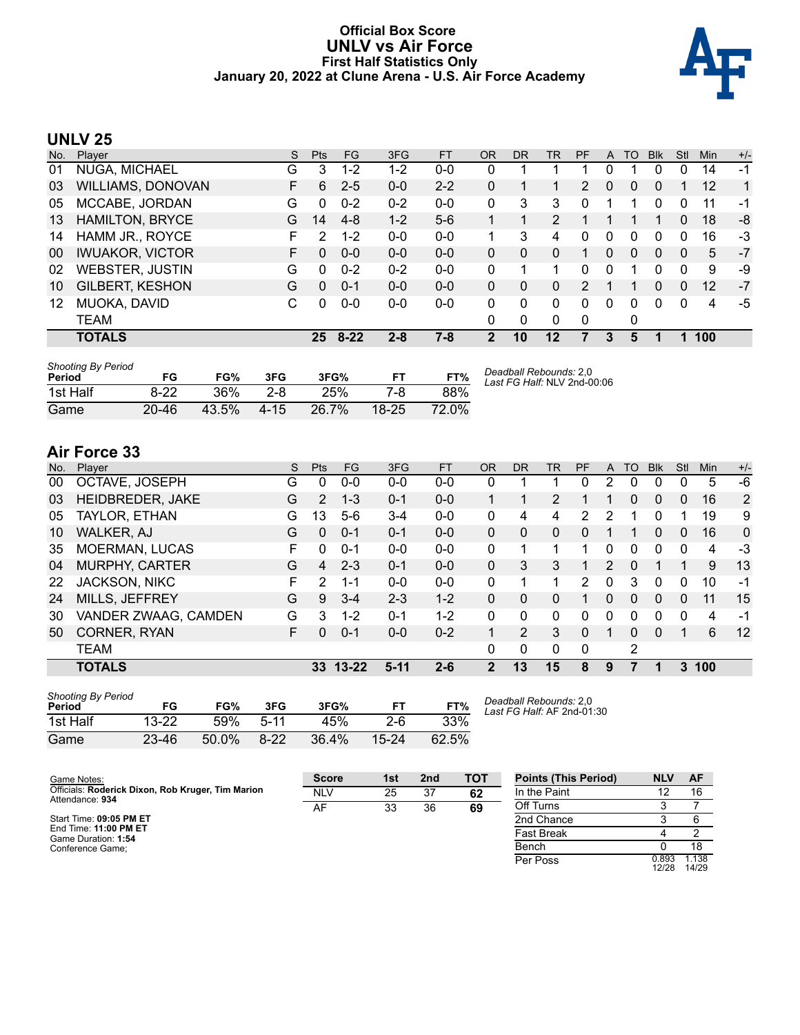# Official Box Score
# UNLV vs Air Force
### First Half Statistics Only
### January 20, 2022 at Clune Arena - U.S. Air Force Academy

## UNLV 25

| No. | Player | S | Pts | FG | 3FG | FT | OR | DR | TR | PF | A | TO | Blk | Stl | Min | +/- |
|---|---|---|---|---|---|---|---|---|---|---|---|---|---|---|---|---|
| 01 | NUGA, MICHAEL | G | 3 | 1-2 | 1-2 | 0-0 | 0 | 1 | 1 | 1 | 0 | 1 | 0 | 0 | 14 | -1 |
| 03 | WILLIAMS, DONOVAN | F | 6 | 2-5 | 0-0 | 2-2 | 0 | 1 | 1 | 2 | 0 | 0 | 0 | 1 | 12 | 1 |
| 05 | MCCABE, JORDAN | G | 0 | 0-2 | 0-2 | 0-0 | 0 | 3 | 3 | 0 | 1 | 1 | 0 | 0 | 11 | -1 |
| 13 | HAMILTON, BRYCE | G | 14 | 4-8 | 1-2 | 5-6 | 1 | 1 | 2 | 1 | 1 | 1 | 1 | 0 | 18 | -8 |
| 14 | HAMM JR., ROYCE | F | 2 | 1-2 | 0-0 | 0-0 | 1 | 3 | 4 | 0 | 0 | 0 | 0 | 0 | 16 | -3 |
| 00 | IWUAKOR, VICTOR | F | 0 | 0-0 | 0-0 | 0-0 | 0 | 0 | 0 | 1 | 0 | 0 | 0 | 0 | 5 | -7 |
| 02 | WEBSTER, JUSTIN | G | 0 | 0-2 | 0-2 | 0-0 | 0 | 1 | 1 | 0 | 0 | 1 | 0 | 0 | 9 | -9 |
| 10 | GILBERT, KESHON | G | 0 | 0-1 | 0-0 | 0-0 | 0 | 0 | 0 | 2 | 1 | 1 | 0 | 0 | 12 | -7 |
| 12 | MUOKA, DAVID | C | 0 | 0-0 | 0-0 | 0-0 | 0 | 0 | 0 | 0 | 0 | 0 | 0 | 0 | 4 | -5 |
| | TEAM | | | | | | 0 | 0 | 0 | 0 | | 0 | | | | |
| | **TOTALS** | | **25** | **8-22** | **2-8** | **7-8** | **2** | **10** | **12** | **7** | **3** | **5** | **1** | **1** | **100** | |

*Shooting By Period*

| Period | FG | FG% | 3FG | 3FG% | FT | FT% |
|---|---|---|---|---|---|---|
| 1st Half | 8-22 | 36% | 2-8 | 25% | 7-8 | 88% |
| Game | 20-46 | 43.5% | 4-15 | 26.7% | 18-25 | 72.0% |

*Deadball Rebounds:* 2,0
*Last FG Half:* NLV 2nd-00:06

## Air Force 33

| No. | Player | S | Pts | FG | 3FG | FT | OR | DR | TR | PF | A | TO | Blk | Stl | Min | +/- |
|---|---|---|---|---|---|---|---|---|---|---|---|---|---|---|---|---|
| 00 | OCTAVE, JOSEPH | G | 0 | 0-0 | 0-0 | 0-0 | 0 | 1 | 1 | 0 | 2 | 0 | 0 | 0 | 5 | -6 |
| 03 | HEIDBREDER, JAKE | G | 2 | 1-3 | 0-1 | 0-0 | 1 | 1 | 2 | 1 | 1 | 0 | 0 | 0 | 16 | 2 |
| 05 | TAYLOR, ETHAN | G | 13 | 5-6 | 3-4 | 0-0 | 0 | 4 | 4 | 2 | 2 | 1 | 0 | 1 | 19 | 9 |
| 10 | WALKER, AJ | G | 0 | 0-1 | 0-1 | 0-0 | 0 | 0 | 0 | 0 | 1 | 1 | 0 | 0 | 16 | 0 |
| 35 | MOERMAN, LUCAS | F | 0 | 0-1 | 0-0 | 0-0 | 0 | 1 | 1 | 1 | 0 | 0 | 0 | 0 | 4 | -3 |
| 04 | MURPHY, CARTER | G | 4 | 2-3 | 0-1 | 0-0 | 0 | 3 | 3 | 1 | 2 | 0 | 1 | 1 | 9 | 13 |
| 22 | JACKSON, NIKC | F | 2 | 1-1 | 0-0 | 0-0 | 0 | 1 | 1 | 2 | 0 | 3 | 0 | 0 | 10 | -1 |
| 24 | MILLS, JEFFREY | G | 9 | 3-4 | 2-3 | 1-2 | 0 | 0 | 0 | 1 | 0 | 0 | 0 | 0 | 11 | 15 |
| 30 | VANDER ZWAAG, CAMDEN | G | 3 | 1-2 | 0-1 | 1-2 | 0 | 0 | 0 | 0 | 0 | 0 | 0 | 0 | 4 | -1 |
| 50 | CORNER, RYAN | F | 0 | 0-1 | 0-0 | 0-2 | 1 | 2 | 3 | 0 | 1 | 0 | 0 | 1 | 6 | 12 |
| | TEAM | | | | | | 0 | 0 | 0 | 0 | | 2 | | | | |
| | **TOTALS** | | **33** | **13-22** | **5-11** | **2-6** | **2** | **13** | **15** | **8** | **9** | **7** | **1** | **3** | **100** | |

*Shooting By Period*

| Period | FG | FG% | 3FG | 3FG% | FT | FT% |
|---|---|---|---|---|---|---|
| 1st Half | 13-22 | 59% | 5-11 | 45% | 2-6 | 33% |
| Game | 23-46 | 50.0% | 8-22 | 36.4% | 15-24 | 62.5% |

*Deadball Rebounds:* 2,0
*Last FG Half:* AF 2nd-01:30

Game Notes:
Officials: **Roderick Dixon, Rob Kruger, Tim Marion**
Attendance: **934**

Start Time: **09:05 PM ET**
End Time: **11:00 PM ET**
Game Duration: **1:54**
Conference Game;

| Score | 1st | 2nd | TOT |
|---|---|---|---|
| NLV | 25 | 37 | **62** |
| AF | 33 | 36 | **69** |

| Points (This Period) | NLV | AF |
|---|---|---|
| In the Paint | 12 | 16 |
| Off Turns | 3 | 7 |
| 2nd Chance | 3 | 6 |
| Fast Break | 4 | 2 |
| Bench | 0 | 18 |
| Per Poss | 0.893 12/28 | 1.138 14/29 |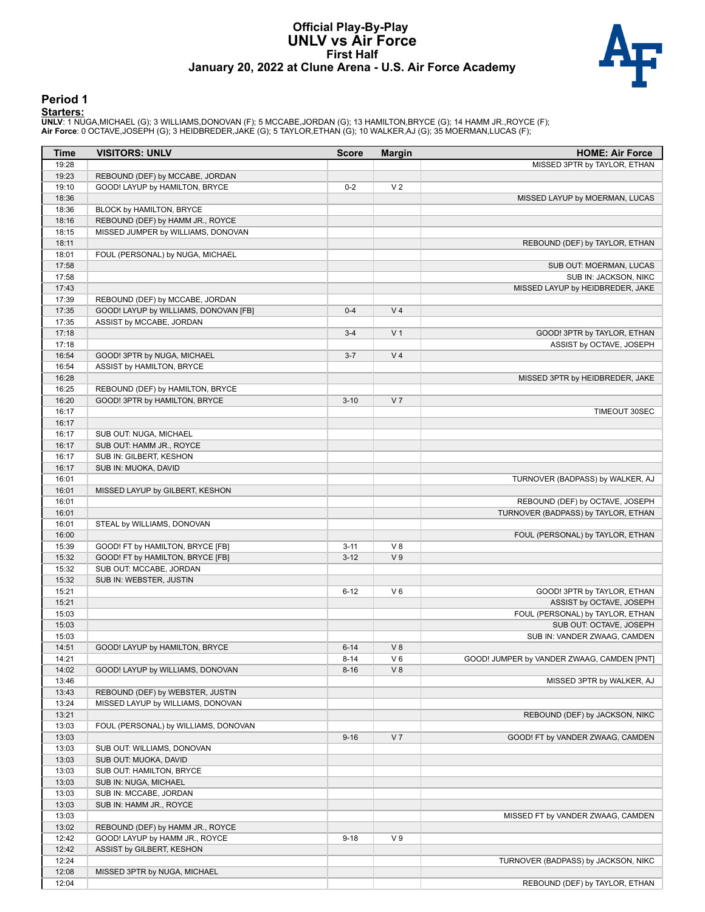# Official Play-By-Play
# UNLV vs Air Force
## First Half
## January 20, 2022 at Clune Arena - U.S. Air Force Academy

### Period 1

**Starters:**

**UNLV**: 1 NUGA,MICHAEL (G); 3 WILLIAMS,DONOVAN (F); 5 MCCABE,JORDAN (G); 13 HAMILTON,BRYCE (G); 14 HAMM JR.,ROYCE (F);
**Air Force**: 0 OCTAVE,JOSEPH (G); 3 HEIDBREDER,JAKE (G); 5 TAYLOR,ETHAN (G); 10 WALKER,AJ (G); 35 MOERMAN,LUCAS (F);

| Time | VISITORS: UNLV | Score | Margin | HOME: Air Force |
|---|---|---|---|---|
| 19:28 | | | | MISSED 3PTR by TAYLOR, ETHAN |
| 19:23 | REBOUND (DEF) by MCCABE, JORDAN | | | |
| 19:10 | GOOD! LAYUP by HAMILTON, BRYCE | 0-2 | V 2 | |
| 18:36 | | | | MISSED LAYUP by MOERMAN, LUCAS |
| 18:36 | BLOCK by HAMILTON, BRYCE | | | |
| 18:16 | REBOUND (DEF) by HAMM JR., ROYCE | | | |
| 18:15 | MISSED JUMPER by WILLIAMS, DONOVAN | | | |
| 18:11 | | | | REBOUND (DEF) by TAYLOR, ETHAN |
| 18:01 | FOUL (PERSONAL) by NUGA, MICHAEL | | | |
| 17:58 | | | | SUB OUT: MOERMAN, LUCAS |
| 17:58 | | | | SUB IN: JACKSON, NIKC |
| 17:43 | | | | MISSED LAYUP by HEIDBREDER, JAKE |
| 17:39 | REBOUND (DEF) by MCCABE, JORDAN | | | |
| 17:35 | GOOD! LAYUP by WILLIAMS, DONOVAN [FB] | 0-4 | V 4 | |
| 17:35 | ASSIST by MCCABE, JORDAN | | | |
| 17:18 | | 3-4 | V 1 | GOOD! 3PTR by TAYLOR, ETHAN |
| 17:18 | | | | ASSIST by OCTAVE, JOSEPH |
| 16:54 | GOOD! 3PTR by NUGA, MICHAEL | 3-7 | V 4 | |
| 16:54 | ASSIST by HAMILTON, BRYCE | | | |
| 16:28 | | | | MISSED 3PTR by HEIDBREDER, JAKE |
| 16:25 | REBOUND (DEF) by HAMILTON, BRYCE | | | |
| 16:20 | GOOD! 3PTR by HAMILTON, BRYCE | 3-10 | V 7 | |
| 16:17 | | | | TIMEOUT 30SEC |
| 16:17 | | | | |
| 16:17 | SUB OUT: NUGA, MICHAEL | | | |
| 16:17 | SUB OUT: HAMM JR., ROYCE | | | |
| 16:17 | SUB IN: GILBERT, KESHON | | | |
| 16:17 | SUB IN: MUOKA, DAVID | | | |
| 16:01 | | | | TURNOVER (BADPASS) by WALKER, AJ |
| 16:01 | MISSED LAYUP by GILBERT, KESHON | | | |
| 16:01 | | | | REBOUND (DEF) by OCTAVE, JOSEPH |
| 16:01 | | | | TURNOVER (BADPASS) by TAYLOR, ETHAN |
| 16:01 | STEAL by WILLIAMS, DONOVAN | | | |
| 16:00 | | | | FOUL (PERSONAL) by TAYLOR, ETHAN |
| 15:39 | GOOD! FT by HAMILTON, BRYCE [FB] | 3-11 | V 8 | |
| 15:32 | GOOD! FT by HAMILTON, BRYCE [FB] | 3-12 | V 9 | |
| 15:32 | SUB OUT: MCCABE, JORDAN | | | |
| 15:32 | SUB IN: WEBSTER, JUSTIN | | | |
| 15:21 | | 6-12 | V 6 | GOOD! 3PTR by TAYLOR, ETHAN |
| 15:21 | | | | ASSIST by OCTAVE, JOSEPH |
| 15:03 | | | | FOUL (PERSONAL) by TAYLOR, ETHAN |
| 15:03 | | | | SUB OUT: OCTAVE, JOSEPH |
| 15:03 | | | | SUB IN: VANDER ZWAAG, CAMDEN |
| 14:51 | GOOD! LAYUP by HAMILTON, BRYCE | 6-14 | V 8 | |
| 14:21 | | 8-14 | V 6 | GOOD! JUMPER by VANDER ZWAAG, CAMDEN [PNT] |
| 14:02 | GOOD! LAYUP by WILLIAMS, DONOVAN | 8-16 | V 8 | |
| 13:46 | | | | MISSED 3PTR by WALKER, AJ |
| 13:43 | REBOUND (DEF) by WEBSTER, JUSTIN | | | |
| 13:24 | MISSED LAYUP by WILLIAMS, DONOVAN | | | |
| 13:21 | | | | REBOUND (DEF) by JACKSON, NIKC |
| 13:03 | FOUL (PERSONAL) by WILLIAMS, DONOVAN | | | |
| 13:03 | | 9-16 | V 7 | GOOD! FT by VANDER ZWAAG, CAMDEN |
| 13:03 | SUB OUT: WILLIAMS, DONOVAN | | | |
| 13:03 | SUB OUT: MUOKA, DAVID | | | |
| 13:03 | SUB OUT: HAMILTON, BRYCE | | | |
| 13:03 | SUB IN: NUGA, MICHAEL | | | |
| 13:03 | SUB IN: MCCABE, JORDAN | | | |
| 13:03 | SUB IN: HAMM JR., ROYCE | | | |
| 13:03 | | | | MISSED FT by VANDER ZWAAG, CAMDEN |
| 13:02 | REBOUND (DEF) by HAMM JR., ROYCE | | | |
| 12:42 | GOOD! LAYUP by HAMM JR., ROYCE | 9-18 | V 9 | |
| 12:42 | ASSIST by GILBERT, KESHON | | | |
| 12:24 | | | | TURNOVER (BADPASS) by JACKSON, NIKC |
| 12:08 | MISSED 3PTR by NUGA, MICHAEL | | | |
| 12:04 | | | | REBOUND (DEF) by TAYLOR, ETHAN |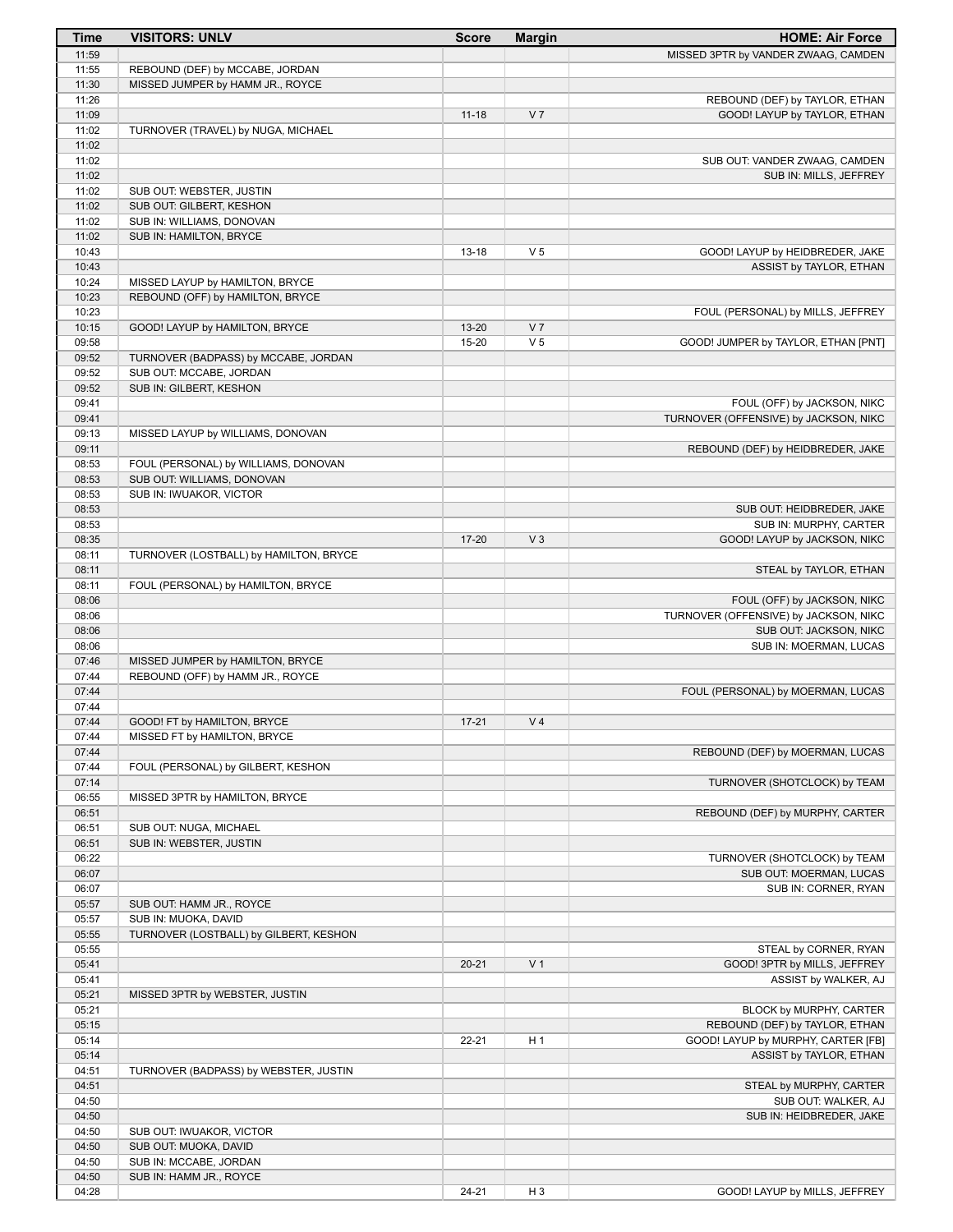| Time | VISITORS: UNLV | Score | Margin | HOME: Air Force |
|---|---|---|---|---|
| 11:59 | | | | MISSED 3PTR by VANDER ZWAAG, CAMDEN |
| 11:55 | REBOUND (DEF) by MCCABE, JORDAN | | | |
| 11:30 | MISSED JUMPER by HAMM JR., ROYCE | | | |
| 11:26 | | | | REBOUND (DEF) by TAYLOR, ETHAN |
| 11:09 | | 11-18 | V 7 | GOOD! LAYUP by TAYLOR, ETHAN |
| 11:02 | TURNOVER (TRAVEL) by NUGA, MICHAEL | | | |
| 11:02 | | | | |
| 11:02 | | | | SUB OUT: VANDER ZWAAG, CAMDEN |
| 11:02 | | | | SUB IN: MILLS, JEFFREY |
| 11:02 | SUB OUT: WEBSTER, JUSTIN | | | |
| 11:02 | SUB OUT: GILBERT, KESHON | | | |
| 11:02 | SUB IN: WILLIAMS, DONOVAN | | | |
| 11:02 | SUB IN: HAMILTON, BRYCE | | | |
| 10:43 | | 13-18 | V 5 | GOOD! LAYUP by HEIDBREDER, JAKE |
| 10:43 | | | | ASSIST by TAYLOR, ETHAN |
| 10:24 | MISSED LAYUP by HAMILTON, BRYCE | | | |
| 10:23 | REBOUND (OFF) by HAMILTON, BRYCE | | | |
| 10:23 | | | | FOUL (PERSONAL) by MILLS, JEFFREY |
| 10:15 | GOOD! LAYUP by HAMILTON, BRYCE | 13-20 | V 7 | |
| 09:58 | | 15-20 | V 5 | GOOD! JUMPER by TAYLOR, ETHAN [PNT] |
| 09:52 | TURNOVER (BADPASS) by MCCABE, JORDAN | | | |
| 09:52 | SUB OUT: MCCABE, JORDAN | | | |
| 09:52 | SUB IN: GILBERT, KESHON | | | |
| 09:41 | | | | FOUL (OFF) by JACKSON, NIKC |
| 09:41 | | | | TURNOVER (OFFENSIVE) by JACKSON, NIKC |
| 09:13 | MISSED LAYUP by WILLIAMS, DONOVAN | | | |
| 09:11 | | | | REBOUND (DEF) by HEIDBREDER, JAKE |
| 08:53 | FOUL (PERSONAL) by WILLIAMS, DONOVAN | | | |
| 08:53 | SUB OUT: WILLIAMS, DONOVAN | | | |
| 08:53 | SUB IN: IWUAKOR, VICTOR | | | |
| 08:53 | | | | SUB OUT: HEIDBREDER, JAKE |
| 08:53 | | | | SUB IN: MURPHY, CARTER |
| 08:35 | | 17-20 | V 3 | GOOD! LAYUP by JACKSON, NIKC |
| 08:11 | TURNOVER (LOSTBALL) by HAMILTON, BRYCE | | | |
| 08:11 | | | | STEAL by TAYLOR, ETHAN |
| 08:11 | FOUL (PERSONAL) by HAMILTON, BRYCE | | | |
| 08:06 | | | | FOUL (OFF) by JACKSON, NIKC |
| 08:06 | | | | TURNOVER (OFFENSIVE) by JACKSON, NIKC |
| 08:06 | | | | SUB OUT: JACKSON, NIKC |
| 08:06 | | | | SUB IN: MOERMAN, LUCAS |
| 07:46 | MISSED JUMPER by HAMILTON, BRYCE | | | |
| 07:44 | REBOUND (OFF) by HAMM JR., ROYCE | | | |
| 07:44 | | | | FOUL (PERSONAL) by MOERMAN, LUCAS |
| 07:44 | | | | |
| 07:44 | GOOD! FT by HAMILTON, BRYCE | 17-21 | V 4 | |
| 07:44 | MISSED FT by HAMILTON, BRYCE | | | |
| 07:44 | | | | REBOUND (DEF) by MOERMAN, LUCAS |
| 07:44 | FOUL (PERSONAL) by GILBERT, KESHON | | | |
| 07:14 | | | | TURNOVER (SHOTCLOCK) by TEAM |
| 06:55 | MISSED 3PTR by HAMILTON, BRYCE | | | |
| 06:51 | | | | REBOUND (DEF) by MURPHY, CARTER |
| 06:51 | SUB OUT: NUGA, MICHAEL | | | |
| 06:51 | SUB IN: WEBSTER, JUSTIN | | | |
| 06:22 | | | | TURNOVER (SHOTCLOCK) by TEAM |
| 06:07 | | | | SUB OUT: MOERMAN, LUCAS |
| 06:07 | | | | SUB IN: CORNER, RYAN |
| 05:57 | SUB OUT: HAMM JR., ROYCE | | | |
| 05:57 | SUB IN: MUOKA, DAVID | | | |
| 05:55 | TURNOVER (LOSTBALL) by GILBERT, KESHON | | | |
| 05:55 | | | | STEAL by CORNER, RYAN |
| 05:41 | | 20-21 | V 1 | GOOD! 3PTR by MILLS, JEFFREY |
| 05:41 | | | | ASSIST by WALKER, AJ |
| 05:21 | MISSED 3PTR by WEBSTER, JUSTIN | | | |
| 05:21 | | | | BLOCK by MURPHY, CARTER |
| 05:15 | | | | REBOUND (DEF) by TAYLOR, ETHAN |
| 05:14 | | 22-21 | H 1 | GOOD! LAYUP by MURPHY, CARTER [FB] |
| 05:14 | | | | ASSIST by TAYLOR, ETHAN |
| 04:51 | TURNOVER (BADPASS) by WEBSTER, JUSTIN | | | |
| 04:51 | | | | STEAL by MURPHY, CARTER |
| 04:50 | | | | SUB OUT: WALKER, AJ |
| 04:50 | | | | SUB IN: HEIDBREDER, JAKE |
| 04:50 | SUB OUT: IWUAKOR, VICTOR | | | |
| 04:50 | SUB OUT: MUOKA, DAVID | | | |
| 04:50 | SUB IN: MCCABE, JORDAN | | | |
| 04:50 | SUB IN: HAMM JR., ROYCE | | | |
| 04:28 | | 24-21 | H 3 | GOOD! LAYUP by MILLS, JEFFREY |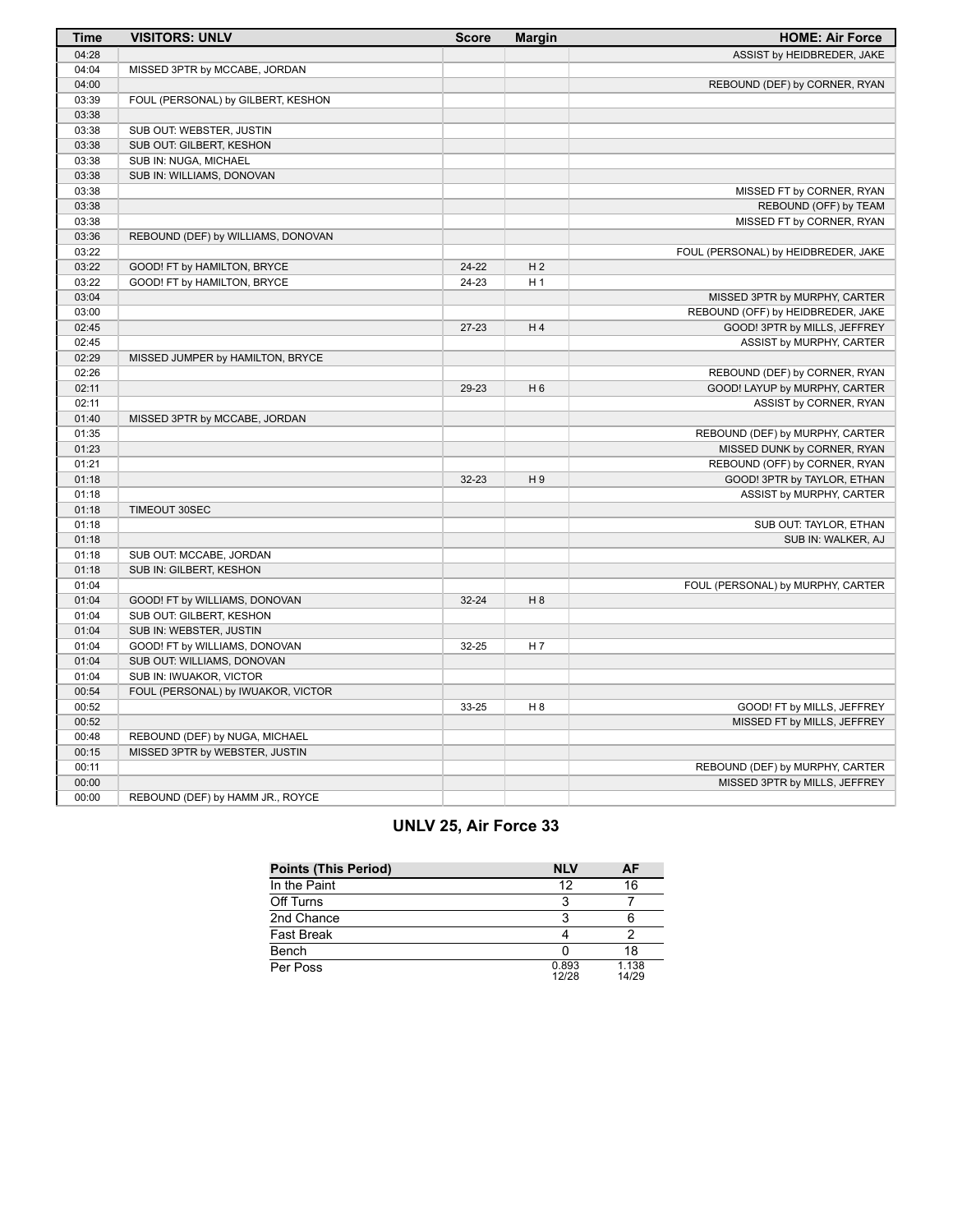| Time | VISITORS: UNLV | Score | Margin | HOME: Air Force |
| --- | --- | --- | --- | --- |
| 04:28 | | | | ASSIST by HEIDBREDER, JAKE |
| 04:04 | MISSED 3PTR by MCCABE, JORDAN | | | |
| 04:00 | | | | REBOUND (DEF) by CORNER, RYAN |
| 03:39 | FOUL (PERSONAL) by GILBERT, KESHON | | | |
| 03:38 | | | | |
| 03:38 | SUB OUT: WEBSTER, JUSTIN | | | |
| 03:38 | SUB OUT: GILBERT, KESHON | | | |
| 03:38 | SUB IN: NUGA, MICHAEL | | | |
| 03:38 | SUB IN: WILLIAMS, DONOVAN | | | |
| 03:38 | | | | MISSED FT by CORNER, RYAN |
| 03:38 | | | | REBOUND (OFF) by TEAM |
| 03:38 | | | | MISSED FT by CORNER, RYAN |
| 03:36 | REBOUND (DEF) by WILLIAMS, DONOVAN | | | |
| 03:22 | | | | FOUL (PERSONAL) by HEIDBREDER, JAKE |
| 03:22 | GOOD! FT by HAMILTON, BRYCE | 24-22 | H 2 | |
| 03:22 | GOOD! FT by HAMILTON, BRYCE | 24-23 | H 1 | |
| 03:04 | | | | MISSED 3PTR by MURPHY, CARTER |
| 03:00 | | | | REBOUND (OFF) by HEIDBREDER, JAKE |
| 02:45 | | 27-23 | H 4 | GOOD! 3PTR by MILLS, JEFFREY |
| 02:45 | | | | ASSIST by MURPHY, CARTER |
| 02:29 | MISSED JUMPER by HAMILTON, BRYCE | | | |
| 02:26 | | | | REBOUND (DEF) by CORNER, RYAN |
| 02:11 | | 29-23 | H 6 | GOOD! LAYUP by MURPHY, CARTER |
| 02:11 | | | | ASSIST by CORNER, RYAN |
| 01:40 | MISSED 3PTR by MCCABE, JORDAN | | | |
| 01:35 | | | | REBOUND (DEF) by MURPHY, CARTER |
| 01:23 | | | | MISSED DUNK by CORNER, RYAN |
| 01:21 | | | | REBOUND (OFF) by CORNER, RYAN |
| 01:18 | | 32-23 | H 9 | GOOD! 3PTR by TAYLOR, ETHAN |
| 01:18 | | | | ASSIST by MURPHY, CARTER |
| 01:18 | TIMEOUT 30SEC | | | |
| 01:18 | | | | SUB OUT: TAYLOR, ETHAN |
| 01:18 | | | | SUB IN: WALKER, AJ |
| 01:18 | SUB OUT: MCCABE, JORDAN | | | |
| 01:18 | SUB IN: GILBERT, KESHON | | | |
| 01:04 | | | | FOUL (PERSONAL) by MURPHY, CARTER |
| 01:04 | GOOD! FT by WILLIAMS, DONOVAN | 32-24 | H 8 | |
| 01:04 | SUB OUT: GILBERT, KESHON | | | |
| 01:04 | SUB IN: WEBSTER, JUSTIN | | | |
| 01:04 | GOOD! FT by WILLIAMS, DONOVAN | 32-25 | H 7 | |
| 01:04 | SUB OUT: WILLIAMS, DONOVAN | | | |
| 01:04 | SUB IN: IWUAKOR, VICTOR | | | |
| 00:54 | FOUL (PERSONAL) by IWUAKOR, VICTOR | | | |
| 00:52 | | 33-25 | H 8 | GOOD! FT by MILLS, JEFFREY |
| 00:52 | | | | MISSED FT by MILLS, JEFFREY |
| 00:48 | REBOUND (DEF) by NUGA, MICHAEL | | | |
| 00:15 | MISSED 3PTR by WEBSTER, JUSTIN | | | |
| 00:11 | | | | REBOUND (DEF) by MURPHY, CARTER |
| 00:00 | | | | MISSED 3PTR by MILLS, JEFFREY |
| 00:00 | REBOUND (DEF) by HAMM JR., ROYCE | | | |

## UNLV 25, Air Force 33

| Points (This Period) | NLV | AF |
| --- | --- | --- |
| In the Paint | 12 | 16 |
| Off Turns | 3 | 7 |
| 2nd Chance | 3 | 6 |
| Fast Break | 4 | 2 |
| Bench | 0 | 18 |
| Per Poss | 0.893 12/28 | 1.138 14/29 |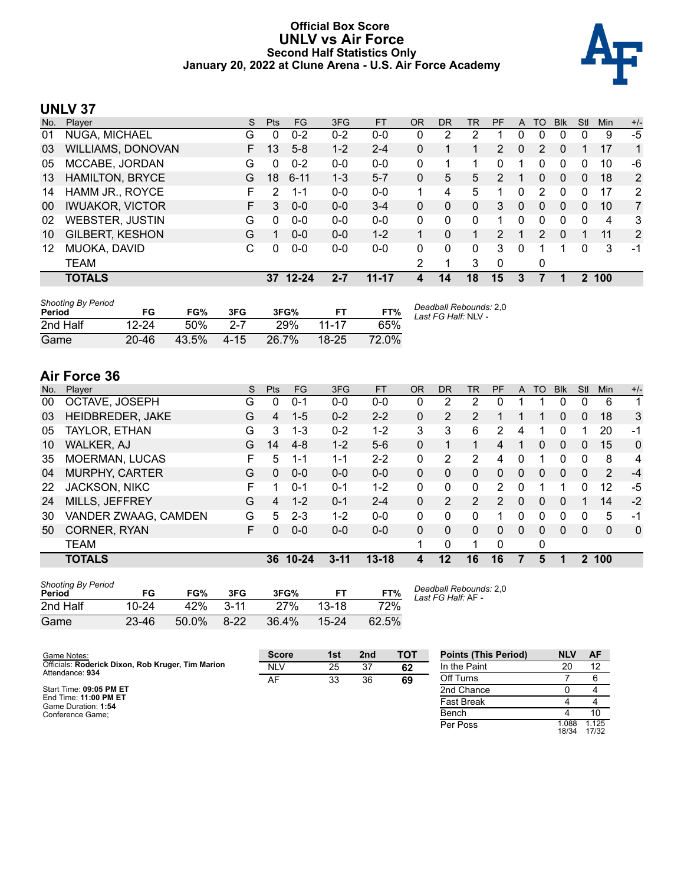# Official Box Score
# UNLV vs Air Force
### Second Half Statistics Only
### January 20, 2022 at Clune Arena - U.S. Air Force Academy

## UNLV 37

| No. | Player | S | Pts | FG | 3FG | FT | OR | DR | TR | PF | A | TO | Blk | Stl | Min | +/- |
|---|---|---|---|---|---|---|---|---|---|---|---|---|---|---|---|---|
| 01 | NUGA, MICHAEL | G | 0 | 0-2 | 0-2 | 0-0 | 0 | 2 | 2 | 1 | 0 | 0 | 0 | 0 | 9 | -5 |
| 03 | WILLIAMS, DONOVAN | F | 13 | 5-8 | 1-2 | 2-4 | 0 | 1 | 1 | 2 | 0 | 2 | 0 | 1 | 17 | 1 |
| 05 | MCCABE, JORDAN | G | 0 | 0-2 | 0-0 | 0-0 | 0 | 1 | 1 | 0 | 1 | 0 | 0 | 0 | 10 | -6 |
| 13 | HAMILTON, BRYCE | G | 18 | 6-11 | 1-3 | 5-7 | 0 | 5 | 5 | 2 | 1 | 0 | 0 | 0 | 18 | 2 |
| 14 | HAMM JR., ROYCE | F | 2 | 1-1 | 0-0 | 0-0 | 1 | 4 | 5 | 1 | 0 | 2 | 0 | 0 | 17 | 2 |
| 00 | IWUAKOR, VICTOR | F | 3 | 0-0 | 0-0 | 3-4 | 0 | 0 | 0 | 3 | 0 | 0 | 0 | 0 | 10 | 7 |
| 02 | WEBSTER, JUSTIN | G | 0 | 0-0 | 0-0 | 0-0 | 0 | 0 | 0 | 1 | 0 | 0 | 0 | 0 | 4 | 3 |
| 10 | GILBERT, KESHON | G | 1 | 0-0 | 0-0 | 1-2 | 1 | 0 | 1 | 2 | 1 | 2 | 0 | 1 | 11 | 2 |
| 12 | MUOKA, DAVID | C | 0 | 0-0 | 0-0 | 0-0 | 0 | 0 | 0 | 3 | 0 | 1 | 1 | 0 | 3 | -1 |
| | TEAM | | | | | | 2 | 1 | 3 | 0 | | 0 | | | | |
| | **TOTALS** | | **37** | **12-24** | **2-7** | **11-17** | **4** | **14** | **18** | **15** | **3** | **7** | **1** | **2** | **100** | |

*Shooting By Period*

| Period | FG | FG% | 3FG | 3FG% | FT | FT% |
|---|---|---|---|---|---|---|
| 2nd Half | 12-24 | 50% | 2-7 | 29% | 11-17 | 65% |
| Game | 20-46 | 43.5% | 4-15 | 26.7% | 18-25 | 72.0% |

*Deadball Rebounds:* 2,0
*Last FG Half:* NLV -

## Air Force 36

| No. | Player | S | Pts | FG | 3FG | FT | OR | DR | TR | PF | A | TO | Blk | Stl | Min | +/- |
|---|---|---|---|---|---|---|---|---|---|---|---|---|---|---|---|---|
| 00 | OCTAVE, JOSEPH | G | 0 | 0-1 | 0-0 | 0-0 | 0 | 2 | 2 | 0 | 1 | 1 | 0 | 0 | 6 | 1 |
| 03 | HEIDBREDER, JAKE | G | 4 | 1-5 | 0-2 | 2-2 | 0 | 2 | 2 | 1 | 1 | 1 | 0 | 0 | 18 | 3 |
| 05 | TAYLOR, ETHAN | G | 3 | 1-3 | 0-2 | 1-2 | 3 | 3 | 6 | 2 | 4 | 1 | 0 | 1 | 20 | -1 |
| 10 | WALKER, AJ | G | 14 | 4-8 | 1-2 | 5-6 | 0 | 1 | 1 | 4 | 1 | 0 | 0 | 0 | 15 | 0 |
| 35 | MOERMAN, LUCAS | F | 5 | 1-1 | 1-1 | 2-2 | 0 | 2 | 2 | 4 | 0 | 1 | 0 | 0 | 8 | 4 |
| 04 | MURPHY, CARTER | G | 0 | 0-0 | 0-0 | 0-0 | 0 | 0 | 0 | 0 | 0 | 0 | 0 | 0 | 2 | -4 |
| 22 | JACKSON, NIKC | F | 1 | 0-1 | 0-1 | 1-2 | 0 | 0 | 0 | 2 | 0 | 1 | 1 | 0 | 12 | -5 |
| 24 | MILLS, JEFFREY | G | 4 | 1-2 | 0-1 | 2-4 | 0 | 2 | 2 | 2 | 0 | 0 | 0 | 1 | 14 | -2 |
| 30 | VANDER ZWAAG, CAMDEN | G | 5 | 2-3 | 1-2 | 0-0 | 0 | 0 | 0 | 1 | 0 | 0 | 0 | 0 | 5 | -1 |
| 50 | CORNER, RYAN | F | 0 | 0-0 | 0-0 | 0-0 | 0 | 0 | 0 | 0 | 0 | 0 | 0 | 0 | 0 | 0 |
| | TEAM | | | | | | 1 | 0 | 1 | 0 | | 0 | | | | |
| | **TOTALS** | | **36** | **10-24** | **3-11** | **13-18** | **4** | **12** | **16** | **16** | **7** | **5** | **1** | **2** | **100** | |

*Shooting By Period*

| Period | FG | FG% | 3FG | 3FG% | FT | FT% |
|---|---|---|---|---|---|---|
| 2nd Half | 10-24 | 42% | 3-11 | 27% | 13-18 | 72% |
| Game | 23-46 | 50.0% | 8-22 | 36.4% | 15-24 | 62.5% |

*Deadball Rebounds:* 2,0
*Last FG Half:* AF -

Game Notes:
Officials: **Roderick Dixon, Rob Kruger, Tim Marion**
Attendance: **934**

Start Time: **09:05 PM ET**
End Time: **11:00 PM ET**
Game Duration: **1:54**
Conference Game;

| Score | 1st | 2nd | TOT |
|---|---|---|---|
| NLV | 25 | 37 | **62** |
| AF | 33 | 36 | **69** |

| Points (This Period) | NLV | AF |
|---|---|---|
| In the Paint | 20 | 12 |
| Off Turns | 7 | 6 |
| 2nd Chance | 0 | 4 |
| Fast Break | 4 | 4 |
| Bench | 4 | 10 |
| Per Poss | 1.088 18/34 | 1.125 17/32 |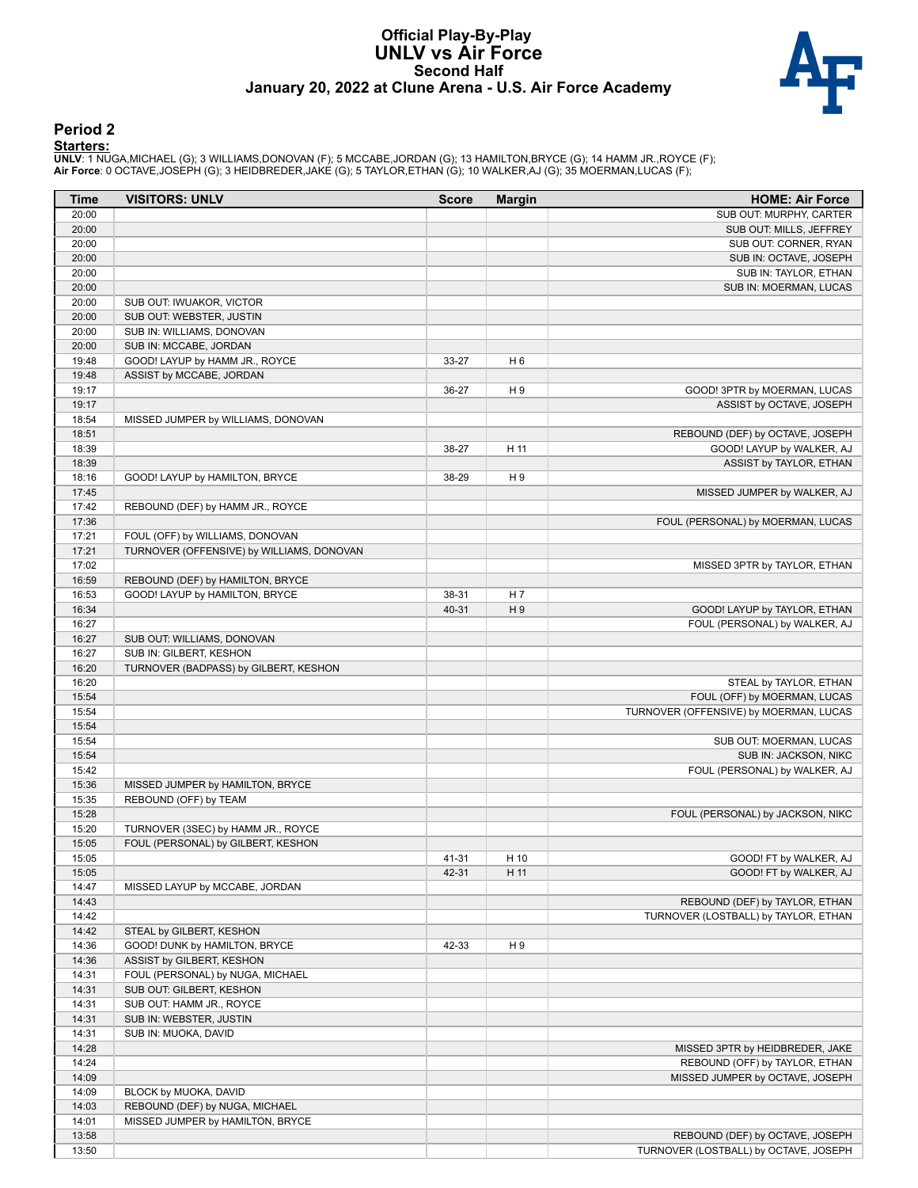# Official Play-By-Play
# UNLV vs Air Force
## Second Half
## January 20, 2022 at Clune Arena - U.S. Air Force Academy

### Period 2

**Starters:**

**UNLV**: 1 NUGA,MICHAEL (G); 3 WILLIAMS,DONOVAN (F); 5 MCCABE,JORDAN (G); 13 HAMILTON,BRYCE (G); 14 HAMM JR.,ROYCE (F);
**Air Force**: 0 OCTAVE,JOSEPH (G); 3 HEIDBREDER,JAKE (G); 5 TAYLOR,ETHAN (G); 10 WALKER,AJ (G); 35 MOERMAN,LUCAS (F);

| Time | VISITORS: UNLV | Score | Margin | HOME: Air Force |
|---|---|---|---|---|
| 20:00 | | | | SUB OUT: MURPHY, CARTER |
| 20:00 | | | | SUB OUT: MILLS, JEFFREY |
| 20:00 | | | | SUB OUT: CORNER, RYAN |
| 20:00 | | | | SUB IN: OCTAVE, JOSEPH |
| 20:00 | | | | SUB IN: TAYLOR, ETHAN |
| 20:00 | | | | SUB IN: MOERMAN, LUCAS |
| 20:00 | SUB OUT: IWUAKOR, VICTOR | | | |
| 20:00 | SUB OUT: WEBSTER, JUSTIN | | | |
| 20:00 | SUB IN: WILLIAMS, DONOVAN | | | |
| 20:00 | SUB IN: MCCABE, JORDAN | | | |
| 19:48 | GOOD! LAYUP by HAMM JR., ROYCE | 33-27 | H 6 | |
| 19:48 | ASSIST by MCCABE, JORDAN | | | |
| 19:17 | | 36-27 | H 9 | GOOD! 3PTR by MOERMAN, LUCAS |
| 19:17 | | | | ASSIST by OCTAVE, JOSEPH |
| 18:54 | MISSED JUMPER by WILLIAMS, DONOVAN | | | |
| 18:51 | | | | REBOUND (DEF) by OCTAVE, JOSEPH |
| 18:39 | | 38-27 | H 11 | GOOD! LAYUP by WALKER, AJ |
| 18:39 | | | | ASSIST by TAYLOR, ETHAN |
| 18:16 | GOOD! LAYUP by HAMILTON, BRYCE | 38-29 | H 9 | |
| 17:45 | | | | MISSED JUMPER by WALKER, AJ |
| 17:42 | REBOUND (DEF) by HAMM JR., ROYCE | | | |
| 17:36 | | | | FOUL (PERSONAL) by MOERMAN, LUCAS |
| 17:21 | FOUL (OFF) by WILLIAMS, DONOVAN | | | |
| 17:21 | TURNOVER (OFFENSIVE) by WILLIAMS, DONOVAN | | | |
| 17:02 | | | | MISSED 3PTR by TAYLOR, ETHAN |
| 16:59 | REBOUND (DEF) by HAMILTON, BRYCE | | | |
| 16:53 | GOOD! LAYUP by HAMILTON, BRYCE | 38-31 | H 7 | |
| 16:34 | | 40-31 | H 9 | GOOD! LAYUP by TAYLOR, ETHAN |
| 16:27 | | | | FOUL (PERSONAL) by WALKER, AJ |
| 16:27 | SUB OUT: WILLIAMS, DONOVAN | | | |
| 16:27 | SUB IN: GILBERT, KESHON | | | |
| 16:20 | TURNOVER (BADPASS) by GILBERT, KESHON | | | |
| 16:20 | | | | STEAL by TAYLOR, ETHAN |
| 15:54 | | | | FOUL (OFF) by MOERMAN, LUCAS |
| 15:54 | | | | TURNOVER (OFFENSIVE) by MOERMAN, LUCAS |
| 15:54 | | | | |
| 15:54 | | | | SUB OUT: MOERMAN, LUCAS |
| 15:54 | | | | SUB IN: JACKSON, NIKC |
| 15:42 | | | | FOUL (PERSONAL) by WALKER, AJ |
| 15:36 | MISSED JUMPER by HAMILTON, BRYCE | | | |
| 15:35 | REBOUND (OFF) by TEAM | | | |
| 15:28 | | | | FOUL (PERSONAL) by JACKSON, NIKC |
| 15:20 | TURNOVER (3SEC) by HAMM JR., ROYCE | | | |
| 15:05 | FOUL (PERSONAL) by GILBERT, KESHON | | | |
| 15:05 | | 41-31 | H 10 | GOOD! FT by WALKER, AJ |
| 15:05 | | 42-31 | H 11 | GOOD! FT by WALKER, AJ |
| 14:47 | MISSED LAYUP by MCCABE, JORDAN | | | |
| 14:43 | | | | REBOUND (DEF) by TAYLOR, ETHAN |
| 14:42 | | | | TURNOVER (LOSTBALL) by TAYLOR, ETHAN |
| 14:42 | STEAL by GILBERT, KESHON | | | |
| 14:36 | GOOD! DUNK by HAMILTON, BRYCE | 42-33 | H 9 | |
| 14:36 | ASSIST by GILBERT, KESHON | | | |
| 14:31 | FOUL (PERSONAL) by NUGA, MICHAEL | | | |
| 14:31 | SUB OUT: GILBERT, KESHON | | | |
| 14:31 | SUB OUT: HAMM JR., ROYCE | | | |
| 14:31 | SUB IN: WEBSTER, JUSTIN | | | |
| 14:31 | SUB IN: MUOKA, DAVID | | | |
| 14:28 | | | | MISSED 3PTR by HEIDBREDER, JAKE |
| 14:24 | | | | REBOUND (OFF) by TAYLOR, ETHAN |
| 14:09 | | | | MISSED JUMPER by OCTAVE, JOSEPH |
| 14:09 | BLOCK by MUOKA, DAVID | | | |
| 14:03 | REBOUND (DEF) by NUGA, MICHAEL | | | |
| 14:01 | MISSED JUMPER by HAMILTON, BRYCE | | | |
| 13:58 | | | | REBOUND (DEF) by OCTAVE, JOSEPH |
| 13:50 | | | | TURNOVER (LOSTBALL) by OCTAVE, JOSEPH |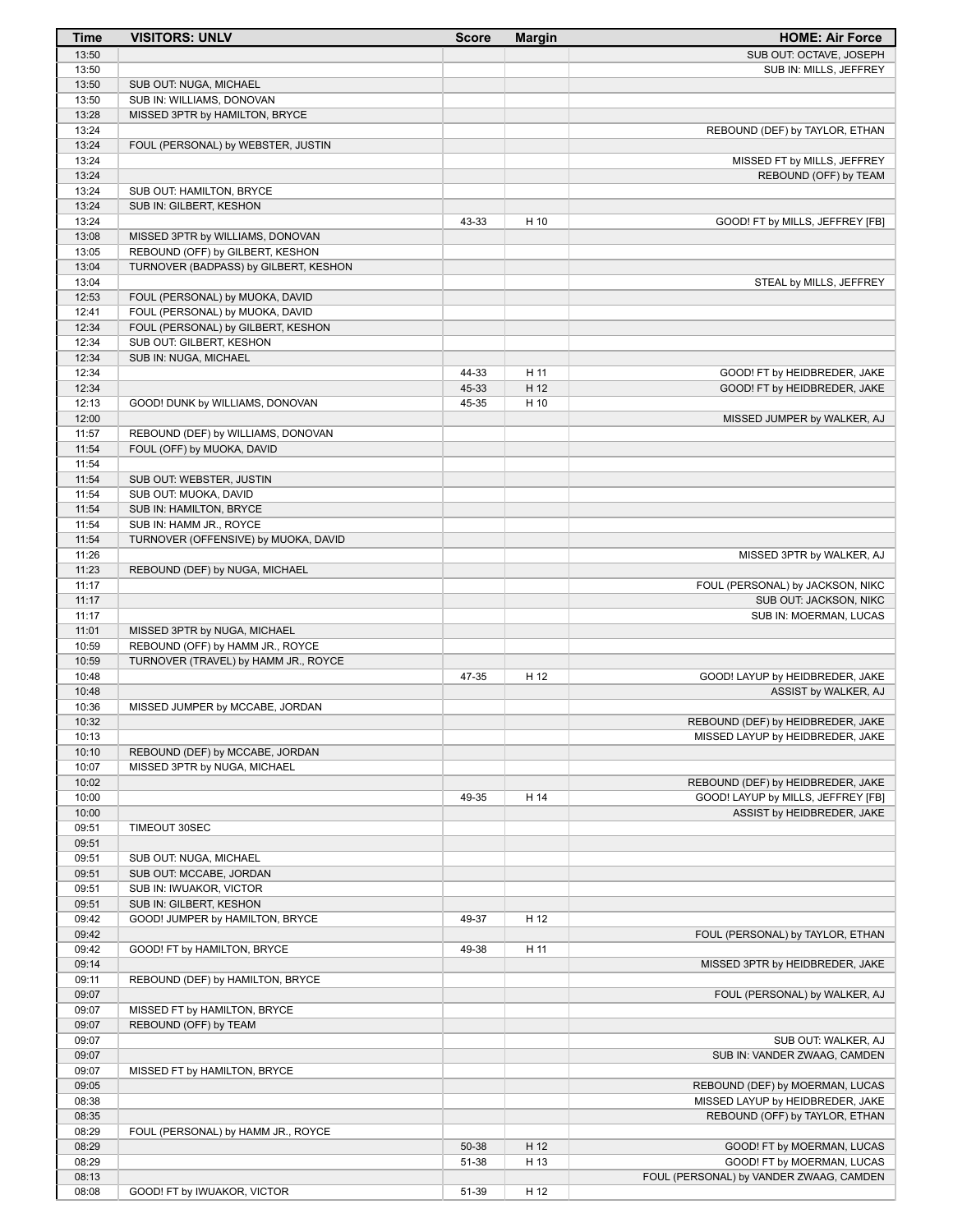| Time | VISITORS: UNLV | Score | Margin | HOME: Air Force |
|---|---|---|---|---|
| 13:50 | | | | SUB OUT: OCTAVE, JOSEPH |
| 13:50 | | | | SUB IN: MILLS, JEFFREY |
| 13:50 | SUB OUT: NUGA, MICHAEL | | | |
| 13:50 | SUB IN: WILLIAMS, DONOVAN | | | |
| 13:28 | MISSED 3PTR by HAMILTON, BRYCE | | | |
| 13:24 | | | | REBOUND (DEF) by TAYLOR, ETHAN |
| 13:24 | FOUL (PERSONAL) by WEBSTER, JUSTIN | | | |
| 13:24 | | | | MISSED FT by MILLS, JEFFREY |
| 13:24 | | | | REBOUND (OFF) by TEAM |
| 13:24 | SUB OUT: HAMILTON, BRYCE | | | |
| 13:24 | SUB IN: GILBERT, KESHON | | | |
| 13:24 | | 43-33 | H 10 | GOOD! FT by MILLS, JEFFREY [FB] |
| 13:08 | MISSED 3PTR by WILLIAMS, DONOVAN | | | |
| 13:05 | REBOUND (OFF) by GILBERT, KESHON | | | |
| 13:04 | TURNOVER (BADPASS) by GILBERT, KESHON | | | |
| 13:04 | | | | STEAL by MILLS, JEFFREY |
| 12:53 | FOUL (PERSONAL) by MUOKA, DAVID | | | |
| 12:41 | FOUL (PERSONAL) by MUOKA, DAVID | | | |
| 12:34 | FOUL (PERSONAL) by GILBERT, KESHON | | | |
| 12:34 | SUB OUT: GILBERT, KESHON | | | |
| 12:34 | SUB IN: NUGA, MICHAEL | | | |
| 12:34 | | 44-33 | H 11 | GOOD! FT by HEIDBREDER, JAKE |
| 12:34 | | 45-33 | H 12 | GOOD! FT by HEIDBREDER, JAKE |
| 12:13 | GOOD! DUNK by WILLIAMS, DONOVAN | 45-35 | H 10 | |
| 12:00 | | | | MISSED JUMPER by WALKER, AJ |
| 11:57 | REBOUND (DEF) by WILLIAMS, DONOVAN | | | |
| 11:54 | FOUL (OFF) by MUOKA, DAVID | | | |
| 11:54 | | | | |
| 11:54 | SUB OUT: WEBSTER, JUSTIN | | | |
| 11:54 | SUB OUT: MUOKA, DAVID | | | |
| 11:54 | SUB IN: HAMILTON, BRYCE | | | |
| 11:54 | SUB IN: HAMM JR., ROYCE | | | |
| 11:54 | TURNOVER (OFFENSIVE) by MUOKA, DAVID | | | |
| 11:26 | | | | MISSED 3PTR by WALKER, AJ |
| 11:23 | REBOUND (DEF) by NUGA, MICHAEL | | | |
| 11:17 | | | | FOUL (PERSONAL) by JACKSON, NIKC |
| 11:17 | | | | SUB OUT: JACKSON, NIKC |
| 11:17 | | | | SUB IN: MOERMAN, LUCAS |
| 11:01 | MISSED 3PTR by NUGA, MICHAEL | | | |
| 10:59 | REBOUND (OFF) by HAMM JR., ROYCE | | | |
| 10:59 | TURNOVER (TRAVEL) by HAMM JR., ROYCE | | | |
| 10:48 | | 47-35 | H 12 | GOOD! LAYUP by HEIDBREDER, JAKE |
| 10:48 | | | | ASSIST by WALKER, AJ |
| 10:36 | MISSED JUMPER by MCCABE, JORDAN | | | |
| 10:32 | | | | REBOUND (DEF) by HEIDBREDER, JAKE |
| 10:13 | | | | MISSED LAYUP by HEIDBREDER, JAKE |
| 10:10 | REBOUND (DEF) by MCCABE, JORDAN | | | |
| 10:07 | MISSED 3PTR by NUGA, MICHAEL | | | |
| 10:02 | | | | REBOUND (DEF) by HEIDBREDER, JAKE |
| 10:00 | | 49-35 | H 14 | GOOD! LAYUP by MILLS, JEFFREY [FB] |
| 10:00 | | | | ASSIST by HEIDBREDER, JAKE |
| 09:51 | TIMEOUT 30SEC | | | |
| 09:51 | | | | |
| 09:51 | SUB OUT: NUGA, MICHAEL | | | |
| 09:51 | SUB OUT: MCCABE, JORDAN | | | |
| 09:51 | SUB IN: IWUAKOR, VICTOR | | | |
| 09:51 | SUB IN: GILBERT, KESHON | | | |
| 09:42 | GOOD! JUMPER by HAMILTON, BRYCE | 49-37 | H 12 | |
| 09:42 | | | | FOUL (PERSONAL) by TAYLOR, ETHAN |
| 09:42 | GOOD! FT by HAMILTON, BRYCE | 49-38 | H 11 | |
| 09:14 | | | | MISSED 3PTR by HEIDBREDER, JAKE |
| 09:11 | REBOUND (DEF) by HAMILTON, BRYCE | | | |
| 09:07 | | | | FOUL (PERSONAL) by WALKER, AJ |
| 09:07 | MISSED FT by HAMILTON, BRYCE | | | |
| 09:07 | REBOUND (OFF) by TEAM | | | |
| 09:07 | | | | SUB OUT: WALKER, AJ |
| 09:07 | | | | SUB IN: VANDER ZWAAG, CAMDEN |
| 09:07 | MISSED FT by HAMILTON, BRYCE | | | |
| 09:05 | | | | REBOUND (DEF) by MOERMAN, LUCAS |
| 08:38 | | | | MISSED LAYUP by HEIDBREDER, JAKE |
| 08:35 | | | | REBOUND (OFF) by TAYLOR, ETHAN |
| 08:29 | FOUL (PERSONAL) by HAMM JR., ROYCE | | | |
| 08:29 | | 50-38 | H 12 | GOOD! FT by MOERMAN, LUCAS |
| 08:29 | | 51-38 | H 13 | GOOD! FT by MOERMAN, LUCAS |
| 08:13 | | | | FOUL (PERSONAL) by VANDER ZWAAG, CAMDEN |
| 08:08 | GOOD! FT by IWUAKOR, VICTOR | 51-39 | H 12 | |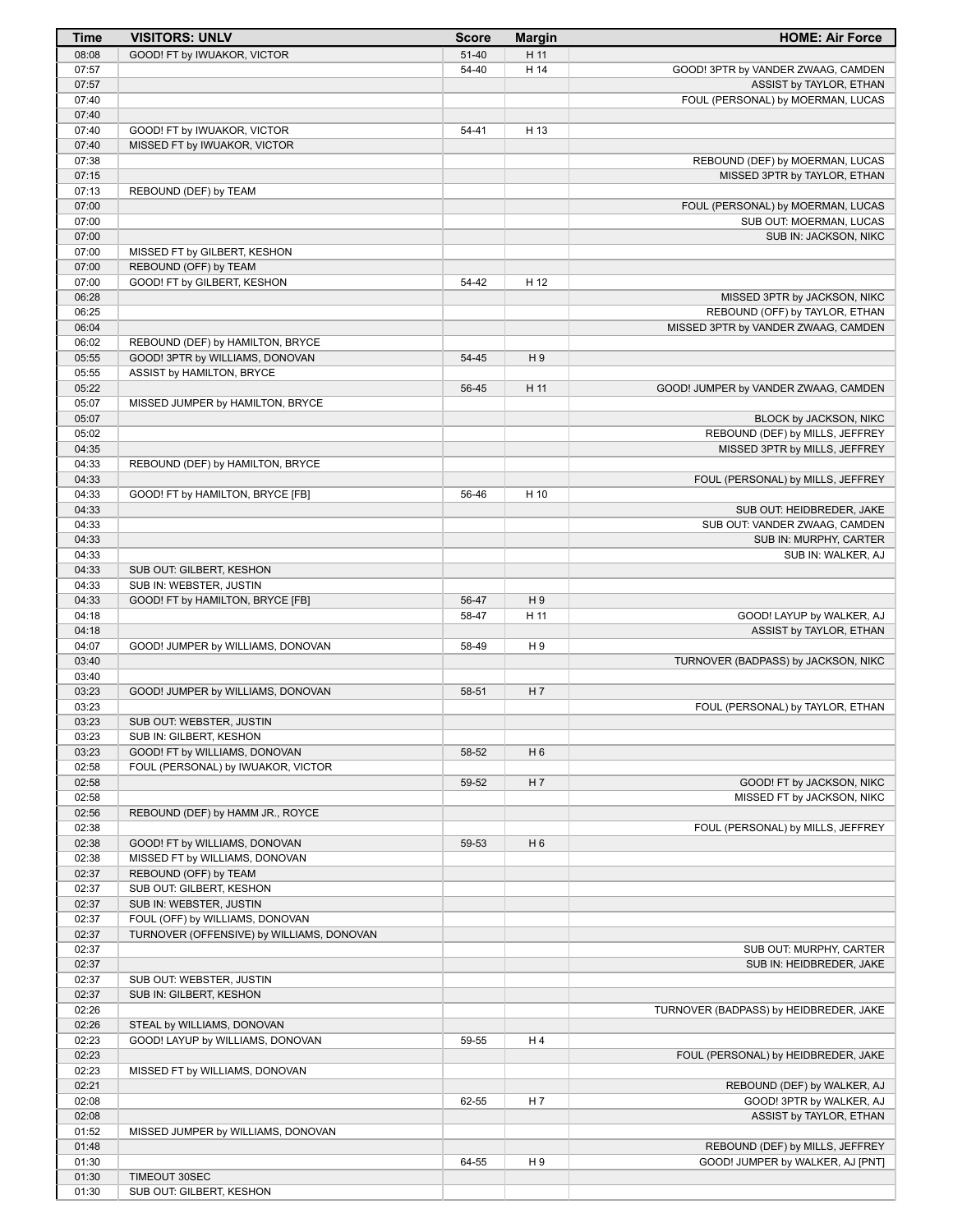| Time | VISITORS: UNLV | Score | Margin | HOME: Air Force |
|---|---|---|---|---|
| 08:08 | GOOD! FT by IWUAKOR, VICTOR | 51-40 | H 11 | |
| 07:57 | | 54-40 | H 14 | GOOD! 3PTR by VANDER ZWAAG, CAMDEN |
| 07:57 | | | | ASSIST by TAYLOR, ETHAN |
| 07:40 | | | | FOUL (PERSONAL) by MOERMAN, LUCAS |
| 07:40 | | | | |
| 07:40 | GOOD! FT by IWUAKOR, VICTOR | 54-41 | H 13 | |
| 07:40 | MISSED FT by IWUAKOR, VICTOR | | | |
| 07:38 | | | | REBOUND (DEF) by MOERMAN, LUCAS |
| 07:15 | | | | MISSED 3PTR by TAYLOR, ETHAN |
| 07:13 | REBOUND (DEF) by TEAM | | | |
| 07:00 | | | | FOUL (PERSONAL) by MOERMAN, LUCAS |
| 07:00 | | | | SUB OUT: MOERMAN, LUCAS |
| 07:00 | | | | SUB IN: JACKSON, NIKC |
| 07:00 | MISSED FT by GILBERT, KESHON | | | |
| 07:00 | REBOUND (OFF) by TEAM | | | |
| 07:00 | GOOD! FT by GILBERT, KESHON | 54-42 | H 12 | |
| 06:28 | | | | MISSED 3PTR by JACKSON, NIKC |
| 06:25 | | | | REBOUND (OFF) by TAYLOR, ETHAN |
| 06:04 | | | | MISSED 3PTR by VANDER ZWAAG, CAMDEN |
| 06:02 | REBOUND (DEF) by HAMILTON, BRYCE | | | |
| 05:55 | GOOD! 3PTR by WILLIAMS, DONOVAN | 54-45 | H 9 | |
| 05:55 | ASSIST by HAMILTON, BRYCE | | | |
| 05:22 | | 56-45 | H 11 | GOOD! JUMPER by VANDER ZWAAG, CAMDEN |
| 05:07 | MISSED JUMPER by HAMILTON, BRYCE | | | |
| 05:07 | | | | BLOCK by JACKSON, NIKC |
| 05:02 | | | | REBOUND (DEF) by MILLS, JEFFREY |
| 04:35 | | | | MISSED 3PTR by MILLS, JEFFREY |
| 04:33 | REBOUND (DEF) by HAMILTON, BRYCE | | | |
| 04:33 | | | | FOUL (PERSONAL) by MILLS, JEFFREY |
| 04:33 | GOOD! FT by HAMILTON, BRYCE [FB] | 56-46 | H 10 | |
| 04:33 | | | | SUB OUT: HEIDBREDER, JAKE |
| 04:33 | | | | SUB OUT: VANDER ZWAAG, CAMDEN |
| 04:33 | | | | SUB IN: MURPHY, CARTER |
| 04:33 | | | | SUB IN: WALKER, AJ |
| 04:33 | SUB OUT: GILBERT, KESHON | | | |
| 04:33 | SUB IN: WEBSTER, JUSTIN | | | |
| 04:33 | GOOD! FT by HAMILTON, BRYCE [FB] | 56-47 | H 9 | |
| 04:18 | | 58-47 | H 11 | GOOD! LAYUP by WALKER, AJ |
| 04:18 | | | | ASSIST by TAYLOR, ETHAN |
| 04:07 | GOOD! JUMPER by WILLIAMS, DONOVAN | 58-49 | H 9 | |
| 03:40 | | | | TURNOVER (BADPASS) by JACKSON, NIKC |
| 03:40 | | | | |
| 03:23 | GOOD! JUMPER by WILLIAMS, DONOVAN | 58-51 | H 7 | |
| 03:23 | | | | FOUL (PERSONAL) by TAYLOR, ETHAN |
| 03:23 | SUB OUT: WEBSTER, JUSTIN | | | |
| 03:23 | SUB IN: GILBERT, KESHON | | | |
| 03:23 | GOOD! FT by WILLIAMS, DONOVAN | 58-52 | H 6 | |
| 02:58 | FOUL (PERSONAL) by IWUAKOR, VICTOR | | | |
| 02:58 | | 59-52 | H 7 | GOOD! FT by JACKSON, NIKC |
| 02:58 | | | | MISSED FT by JACKSON, NIKC |
| 02:56 | REBOUND (DEF) by HAMM JR., ROYCE | | | |
| 02:38 | | | | FOUL (PERSONAL) by MILLS, JEFFREY |
| 02:38 | GOOD! FT by WILLIAMS, DONOVAN | 59-53 | H 6 | |
| 02:38 | MISSED FT by WILLIAMS, DONOVAN | | | |
| 02:37 | REBOUND (OFF) by TEAM | | | |
| 02:37 | SUB OUT: GILBERT, KESHON | | | |
| 02:37 | SUB IN: WEBSTER, JUSTIN | | | |
| 02:37 | FOUL (OFF) by WILLIAMS, DONOVAN | | | |
| 02:37 | TURNOVER (OFFENSIVE) by WILLIAMS, DONOVAN | | | |
| 02:37 | | | | SUB OUT: MURPHY, CARTER |
| 02:37 | | | | SUB IN: HEIDBREDER, JAKE |
| 02:37 | SUB OUT: WEBSTER, JUSTIN | | | |
| 02:37 | SUB IN: GILBERT, KESHON | | | |
| 02:26 | | | | TURNOVER (BADPASS) by HEIDBREDER, JAKE |
| 02:26 | STEAL by WILLIAMS, DONOVAN | | | |
| 02:23 | GOOD! LAYUP by WILLIAMS, DONOVAN | 59-55 | H 4 | |
| 02:23 | | | | FOUL (PERSONAL) by HEIDBREDER, JAKE |
| 02:23 | MISSED FT by WILLIAMS, DONOVAN | | | |
| 02:21 | | | | REBOUND (DEF) by WALKER, AJ |
| 02:08 | | 62-55 | H 7 | GOOD! 3PTR by WALKER, AJ |
| 02:08 | | | | ASSIST by TAYLOR, ETHAN |
| 01:52 | MISSED JUMPER by WILLIAMS, DONOVAN | | | |
| 01:48 | | | | REBOUND (DEF) by MILLS, JEFFREY |
| 01:30 | | 64-55 | H 9 | GOOD! JUMPER by WALKER, AJ [PNT] |
| 01:30 | TIMEOUT 30SEC | | | |
| 01:30 | SUB OUT: GILBERT, KESHON | | | |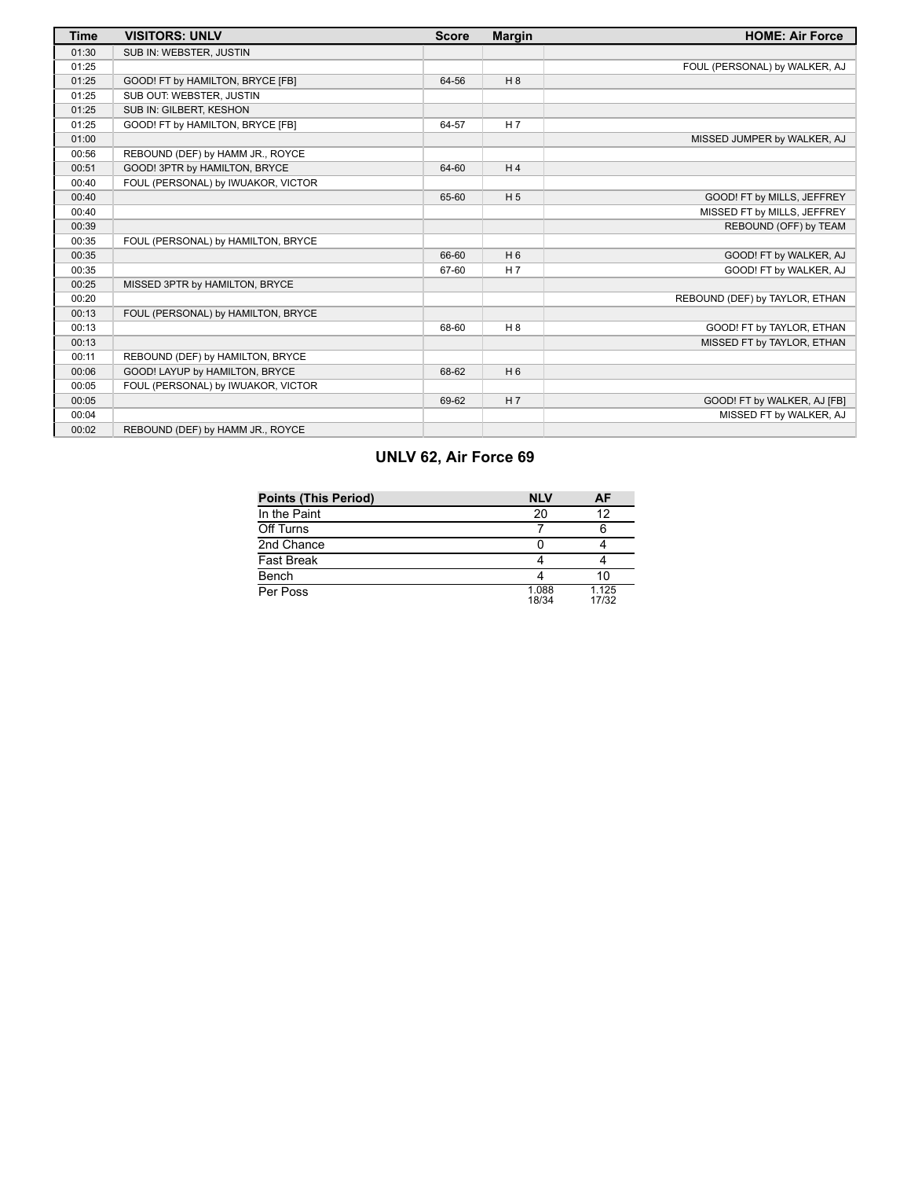| Time | VISITORS: UNLV | Score | Margin | HOME: Air Force |
| --- | --- | --- | --- | --- |
| 01:30 | SUB IN: WEBSTER, JUSTIN | | | |
| 01:25 | | | | FOUL (PERSONAL) by WALKER, AJ |
| 01:25 | GOOD! FT by HAMILTON, BRYCE [FB] | 64-56 | H 8 | |
| 01:25 | SUB OUT: WEBSTER, JUSTIN | | | |
| 01:25 | SUB IN: GILBERT, KESHON | | | |
| 01:25 | GOOD! FT by HAMILTON, BRYCE [FB] | 64-57 | H 7 | |
| 01:00 | | | | MISSED JUMPER by WALKER, AJ |
| 00:56 | REBOUND (DEF) by HAMM JR., ROYCE | | | |
| 00:51 | GOOD! 3PTR by HAMILTON, BRYCE | 64-60 | H 4 | |
| 00:40 | FOUL (PERSONAL) by IWUAKOR, VICTOR | | | |
| 00:40 | | 65-60 | H 5 | GOOD! FT by MILLS, JEFFREY |
| 00:40 | | | | MISSED FT by MILLS, JEFFREY |
| 00:39 | | | | REBOUND (OFF) by TEAM |
| 00:35 | FOUL (PERSONAL) by HAMILTON, BRYCE | | | |
| 00:35 | | 66-60 | H 6 | GOOD! FT by WALKER, AJ |
| 00:35 | | 67-60 | H 7 | GOOD! FT by WALKER, AJ |
| 00:25 | MISSED 3PTR by HAMILTON, BRYCE | | | |
| 00:20 | | | | REBOUND (DEF) by TAYLOR, ETHAN |
| 00:13 | FOUL (PERSONAL) by HAMILTON, BRYCE | | | |
| 00:13 | | 68-60 | H 8 | GOOD! FT by TAYLOR, ETHAN |
| 00:13 | | | | MISSED FT by TAYLOR, ETHAN |
| 00:11 | REBOUND (DEF) by HAMILTON, BRYCE | | | |
| 00:06 | GOOD! LAYUP by HAMILTON, BRYCE | 68-62 | H 6 | |
| 00:05 | FOUL (PERSONAL) by IWUAKOR, VICTOR | | | |
| 00:05 | | 69-62 | H 7 | GOOD! FT by WALKER, AJ [FB] |
| 00:04 | | | | MISSED FT by WALKER, AJ |
| 00:02 | REBOUND (DEF) by HAMM JR., ROYCE | | | |

## UNLV 62, Air Force 69

| Points (This Period) | NLV | AF |
| --- | --- | --- |
| In the Paint | 20 | 12 |
| Off Turns | 7 | 6 |
| 2nd Chance | 0 | 4 |
| Fast Break | 4 | 4 |
| Bench | 4 | 10 |
| Per Poss | 1.088 18/34 | 1.125 17/32 |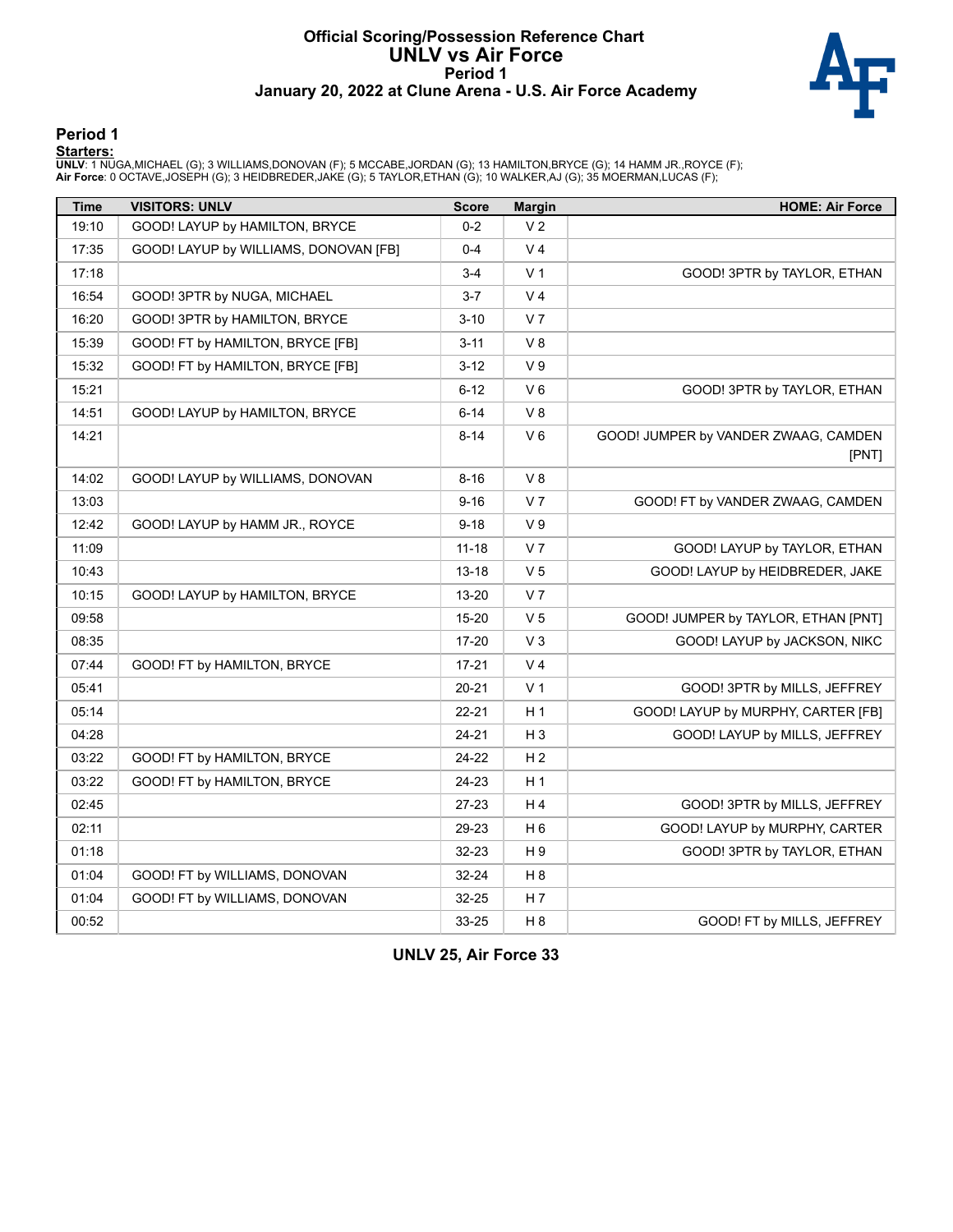# Official Scoring/Possession Reference Chart
# UNLV vs Air Force
## Period 1
## January 20, 2022 at Clune Arena - U.S. Air Force Academy

### Period 1

**Starters:**

**UNLV**: 1 NUGA,MICHAEL (G); 3 WILLIAMS,DONOVAN (F); 5 MCCABE,JORDAN (G); 13 HAMILTON,BRYCE (G); 14 HAMM JR.,ROYCE (F);
**Air Force**: 0 OCTAVE,JOSEPH (G); 3 HEIDBREDER,JAKE (G); 5 TAYLOR,ETHAN (G); 10 WALKER,AJ (G); 35 MOERMAN,LUCAS (F);

| Time | VISITORS: UNLV | Score | Margin | HOME: Air Force |
|---|---|---|---|---|
| 19:10 | GOOD! LAYUP by HAMILTON, BRYCE | 0-2 | V 2 | |
| 17:35 | GOOD! LAYUP by WILLIAMS, DONOVAN [FB] | 0-4 | V 4 | |
| 17:18 | | 3-4 | V 1 | GOOD! 3PTR by TAYLOR, ETHAN |
| 16:54 | GOOD! 3PTR by NUGA, MICHAEL | 3-7 | V 4 | |
| 16:20 | GOOD! 3PTR by HAMILTON, BRYCE | 3-10 | V 7 | |
| 15:39 | GOOD! FT by HAMILTON, BRYCE [FB] | 3-11 | V 8 | |
| 15:32 | GOOD! FT by HAMILTON, BRYCE [FB] | 3-12 | V 9 | |
| 15:21 | | 6-12 | V 6 | GOOD! 3PTR by TAYLOR, ETHAN |
| 14:51 | GOOD! LAYUP by HAMILTON, BRYCE | 6-14 | V 8 | |
| 14:21 | | 8-14 | V 6 | GOOD! JUMPER by VANDER ZWAAG, CAMDEN [PNT] |
| 14:02 | GOOD! LAYUP by WILLIAMS, DONOVAN | 8-16 | V 8 | |
| 13:03 | | 9-16 | V 7 | GOOD! FT by VANDER ZWAAG, CAMDEN |
| 12:42 | GOOD! LAYUP by HAMM JR., ROYCE | 9-18 | V 9 | |
| 11:09 | | 11-18 | V 7 | GOOD! LAYUP by TAYLOR, ETHAN |
| 10:43 | | 13-18 | V 5 | GOOD! LAYUP by HEIDBREDER, JAKE |
| 10:15 | GOOD! LAYUP by HAMILTON, BRYCE | 13-20 | V 7 | |
| 09:58 | | 15-20 | V 5 | GOOD! JUMPER by TAYLOR, ETHAN [PNT] |
| 08:35 | | 17-20 | V 3 | GOOD! LAYUP by JACKSON, NIKC |
| 07:44 | GOOD! FT by HAMILTON, BRYCE | 17-21 | V 4 | |
| 05:41 | | 20-21 | V 1 | GOOD! 3PTR by MILLS, JEFFREY |
| 05:14 | | 22-21 | H 1 | GOOD! LAYUP by MURPHY, CARTER [FB] |
| 04:28 | | 24-21 | H 3 | GOOD! LAYUP by MILLS, JEFFREY |
| 03:22 | GOOD! FT by HAMILTON, BRYCE | 24-22 | H 2 | |
| 03:22 | GOOD! FT by HAMILTON, BRYCE | 24-23 | H 1 | |
| 02:45 | | 27-23 | H 4 | GOOD! 3PTR by MILLS, JEFFREY |
| 02:11 | | 29-23 | H 6 | GOOD! LAYUP by MURPHY, CARTER |
| 01:18 | | 32-23 | H 9 | GOOD! 3PTR by TAYLOR, ETHAN |
| 01:04 | GOOD! FT by WILLIAMS, DONOVAN | 32-24 | H 8 | |
| 01:04 | GOOD! FT by WILLIAMS, DONOVAN | 32-25 | H 7 | |
| 00:52 | | 33-25 | H 8 | GOOD! FT by MILLS, JEFFREY |

**UNLV 25, Air Force 33**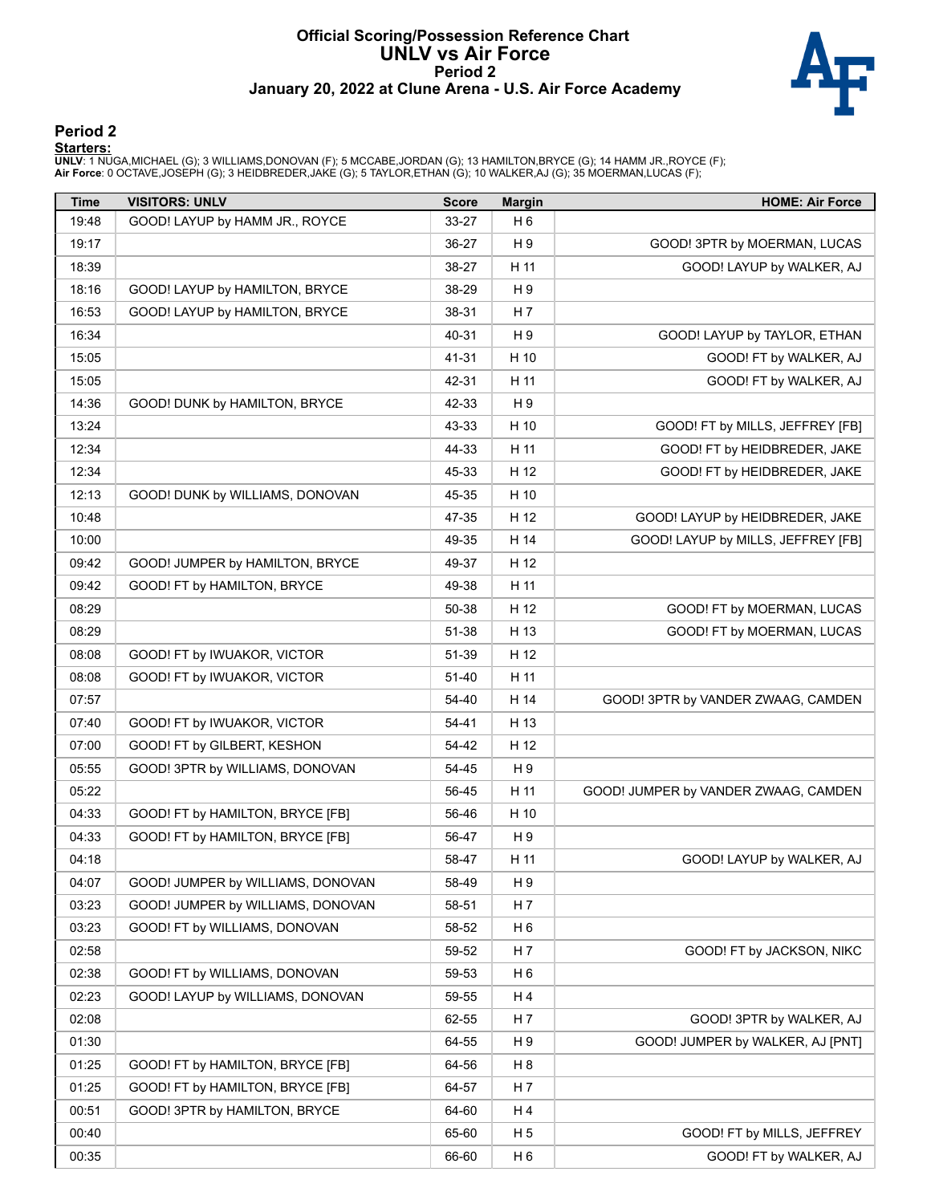# Official Scoring/Possession Reference Chart
# UNLV vs Air Force
## Period 2
## January 20, 2022 at Clune Arena - U.S. Air Force Academy

### Period 2

**Starters:**

**UNLV**: 1 NUGA,MICHAEL (G); 3 WILLIAMS,DONOVAN (F); 5 MCCABE,JORDAN (G); 13 HAMILTON,BRYCE (G); 14 HAMM JR.,ROYCE (F);
**Air Force**: 0 OCTAVE,JOSEPH (G); 3 HEIDBREDER,JAKE (G); 5 TAYLOR,ETHAN (G); 10 WALKER,AJ (G); 35 MOERMAN,LUCAS (F);

| Time | VISITORS: UNLV | Score | Margin | HOME: Air Force |
|---|---|---|---|---|
| 19:48 | GOOD! LAYUP by HAMM JR., ROYCE | 33-27 | H 6 | |
| 19:17 | | 36-27 | H 9 | GOOD! 3PTR by MOERMAN, LUCAS |
| 18:39 | | 38-27 | H 11 | GOOD! LAYUP by WALKER, AJ |
| 18:16 | GOOD! LAYUP by HAMILTON, BRYCE | 38-29 | H 9 | |
| 16:53 | GOOD! LAYUP by HAMILTON, BRYCE | 38-31 | H 7 | |
| 16:34 | | 40-31 | H 9 | GOOD! LAYUP by TAYLOR, ETHAN |
| 15:05 | | 41-31 | H 10 | GOOD! FT by WALKER, AJ |
| 15:05 | | 42-31 | H 11 | GOOD! FT by WALKER, AJ |
| 14:36 | GOOD! DUNK by HAMILTON, BRYCE | 42-33 | H 9 | |
| 13:24 | | 43-33 | H 10 | GOOD! FT by MILLS, JEFFREY [FB] |
| 12:34 | | 44-33 | H 11 | GOOD! FT by HEIDBREDER, JAKE |
| 12:34 | | 45-33 | H 12 | GOOD! FT by HEIDBREDER, JAKE |
| 12:13 | GOOD! DUNK by WILLIAMS, DONOVAN | 45-35 | H 10 | |
| 10:48 | | 47-35 | H 12 | GOOD! LAYUP by HEIDBREDER, JAKE |
| 10:00 | | 49-35 | H 14 | GOOD! LAYUP by MILLS, JEFFREY [FB] |
| 09:42 | GOOD! JUMPER by HAMILTON, BRYCE | 49-37 | H 12 | |
| 09:42 | GOOD! FT by HAMILTON, BRYCE | 49-38 | H 11 | |
| 08:29 | | 50-38 | H 12 | GOOD! FT by MOERMAN, LUCAS |
| 08:29 | | 51-38 | H 13 | GOOD! FT by MOERMAN, LUCAS |
| 08:08 | GOOD! FT by IWUAKOR, VICTOR | 51-39 | H 12 | |
| 08:08 | GOOD! FT by IWUAKOR, VICTOR | 51-40 | H 11 | |
| 07:57 | | 54-40 | H 14 | GOOD! 3PTR by VANDER ZWAAG, CAMDEN |
| 07:40 | GOOD! FT by IWUAKOR, VICTOR | 54-41 | H 13 | |
| 07:00 | GOOD! FT by GILBERT, KESHON | 54-42 | H 12 | |
| 05:55 | GOOD! 3PTR by WILLIAMS, DONOVAN | 54-45 | H 9 | |
| 05:22 | | 56-45 | H 11 | GOOD! JUMPER by VANDER ZWAAG, CAMDEN |
| 04:33 | GOOD! FT by HAMILTON, BRYCE [FB] | 56-46 | H 10 | |
| 04:33 | GOOD! FT by HAMILTON, BRYCE [FB] | 56-47 | H 9 | |
| 04:18 | | 58-47 | H 11 | GOOD! LAYUP by WALKER, AJ |
| 04:07 | GOOD! JUMPER by WILLIAMS, DONOVAN | 58-49 | H 9 | |
| 03:23 | GOOD! JUMPER by WILLIAMS, DONOVAN | 58-51 | H 7 | |
| 03:23 | GOOD! FT by WILLIAMS, DONOVAN | 58-52 | H 6 | |
| 02:58 | | 59-52 | H 7 | GOOD! FT by JACKSON, NIKC |
| 02:38 | GOOD! FT by WILLIAMS, DONOVAN | 59-53 | H 6 | |
| 02:23 | GOOD! LAYUP by WILLIAMS, DONOVAN | 59-55 | H 4 | |
| 02:08 | | 62-55 | H 7 | GOOD! 3PTR by WALKER, AJ |
| 01:30 | | 64-55 | H 9 | GOOD! JUMPER by WALKER, AJ [PNT] |
| 01:25 | GOOD! FT by HAMILTON, BRYCE [FB] | 64-56 | H 8 | |
| 01:25 | GOOD! FT by HAMILTON, BRYCE [FB] | 64-57 | H 7 | |
| 00:51 | GOOD! 3PTR by HAMILTON, BRYCE | 64-60 | H 4 | |
| 00:40 | | 65-60 | H 5 | GOOD! FT by MILLS, JEFFREY |
| 00:35 | | 66-60 | H 6 | GOOD! FT by WALKER, AJ |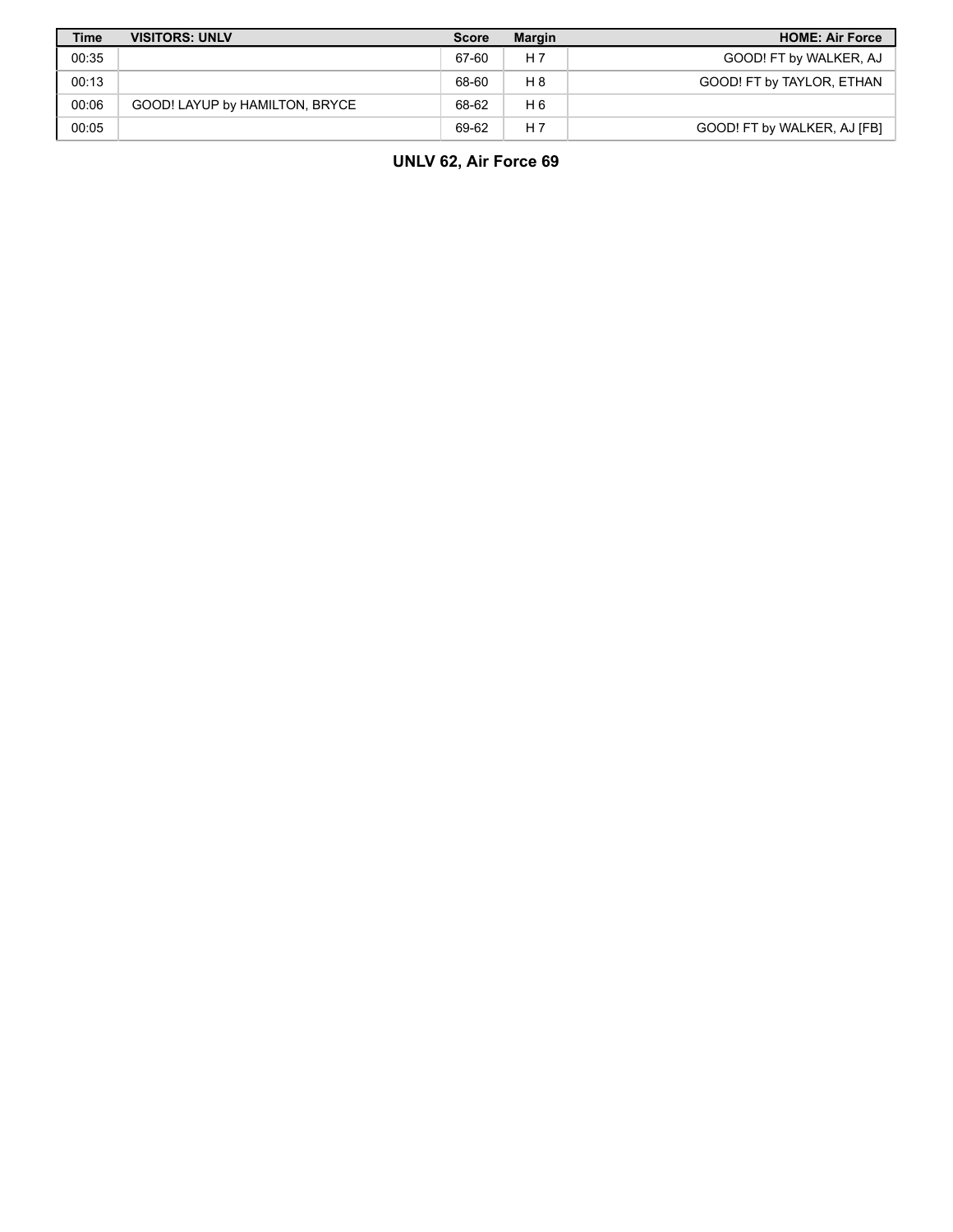| Time | VISITORS: UNLV | Score | Margin | HOME: Air Force |
| --- | --- | --- | --- | --- |
| 00:35 | | 67-60 | H 7 | GOOD! FT by WALKER, AJ |
| 00:13 | | 68-60 | H 8 | GOOD! FT by TAYLOR, ETHAN |
| 00:06 | GOOD! LAYUP by HAMILTON, BRYCE | 68-62 | H 6 | |
| 00:05 | | 69-62 | H 7 | GOOD! FT by WALKER, AJ [FB] |

**UNLV 62, Air Force 69**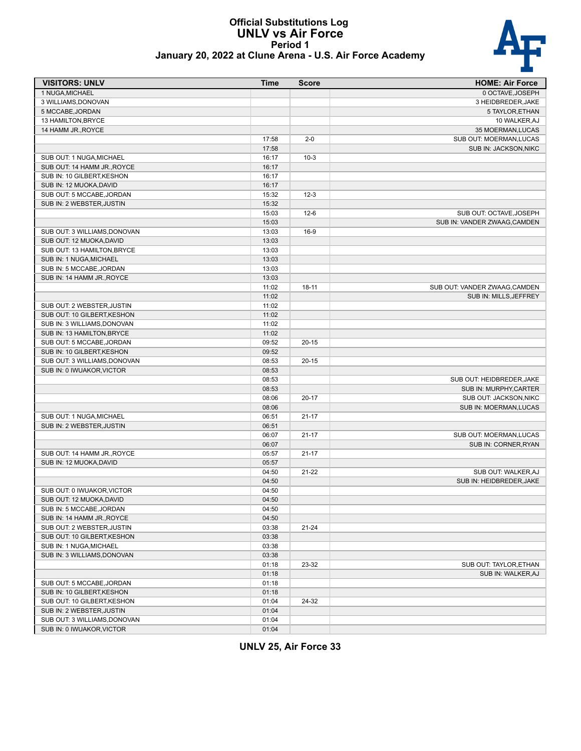# Official Substitutions Log
## UNLV vs Air Force
### Period 1
### January 20, 2022 at Clune Arena - U.S. Air Force Academy

| VISITORS: UNLV | Time | Score | HOME: Air Force |
|---|---|---|---|
| 1 NUGA,MICHAEL | | | 0 OCTAVE,JOSEPH |
| 3 WILLIAMS,DONOVAN | | | 3 HEIDBREDER,JAKE |
| 5 MCCABE,JORDAN | | | 5 TAYLOR,ETHAN |
| 13 HAMILTON,BRYCE | | | 10 WALKER,AJ |
| 14 HAMM JR.,ROYCE | | | 35 MOERMAN,LUCAS |
| | 17:58 | 2-0 | SUB OUT: MOERMAN,LUCAS |
| | 17:58 | | SUB IN: JACKSON,NIKC |
| SUB OUT: 1 NUGA,MICHAEL | 16:17 | 10-3 | |
| SUB OUT: 14 HAMM JR.,ROYCE | 16:17 | | |
| SUB IN: 10 GILBERT,KESHON | 16:17 | | |
| SUB IN: 12 MUOKA,DAVID | 16:17 | | |
| SUB OUT: 5 MCCABE,JORDAN | 15:32 | 12-3 | |
| SUB IN: 2 WEBSTER,JUSTIN | 15:32 | | |
| | 15:03 | 12-6 | SUB OUT: OCTAVE,JOSEPH |
| | 15:03 | | SUB IN: VANDER ZWAAG,CAMDEN |
| SUB OUT: 3 WILLIAMS,DONOVAN | 13:03 | 16-9 | |
| SUB OUT: 12 MUOKA,DAVID | 13:03 | | |
| SUB OUT: 13 HAMILTON,BRYCE | 13:03 | | |
| SUB IN: 1 NUGA,MICHAEL | 13:03 | | |
| SUB IN: 5 MCCABE,JORDAN | 13:03 | | |
| SUB IN: 14 HAMM JR.,ROYCE | 13:03 | | |
| | 11:02 | 18-11 | SUB OUT: VANDER ZWAAG,CAMDEN |
| | 11:02 | | SUB IN: MILLS,JEFFREY |
| SUB OUT: 2 WEBSTER,JUSTIN | 11:02 | | |
| SUB OUT: 10 GILBERT,KESHON | 11:02 | | |
| SUB IN: 3 WILLIAMS,DONOVAN | 11:02 | | |
| SUB IN: 13 HAMILTON,BRYCE | 11:02 | | |
| SUB OUT: 5 MCCABE,JORDAN | 09:52 | 20-15 | |
| SUB IN: 10 GILBERT,KESHON | 09:52 | | |
| SUB OUT: 3 WILLIAMS,DONOVAN | 08:53 | 20-15 | |
| SUB IN: 0 IWUAKOR,VICTOR | 08:53 | | |
| | 08:53 | | SUB OUT: HEIDBREDER,JAKE |
| | 08:53 | | SUB IN: MURPHY,CARTER |
| | 08:06 | 20-17 | SUB OUT: JACKSON,NIKC |
| | 08:06 | | SUB IN: MOERMAN,LUCAS |
| SUB OUT: 1 NUGA,MICHAEL | 06:51 | 21-17 | |
| SUB IN: 2 WEBSTER,JUSTIN | 06:51 | | |
| | 06:07 | 21-17 | SUB OUT: MOERMAN,LUCAS |
| | 06:07 | | SUB IN: CORNER,RYAN |
| SUB OUT: 14 HAMM JR.,ROYCE | 05:57 | 21-17 | |
| SUB IN: 12 MUOKA,DAVID | 05:57 | | |
| | 04:50 | 21-22 | SUB OUT: WALKER,AJ |
| | 04:50 | | SUB IN: HEIDBREDER,JAKE |
| SUB OUT: 0 IWUAKOR,VICTOR | 04:50 | | |
| SUB OUT: 12 MUOKA,DAVID | 04:50 | | |
| SUB IN: 5 MCCABE,JORDAN | 04:50 | | |
| SUB IN: 14 HAMM JR.,ROYCE | 04:50 | | |
| SUB OUT: 2 WEBSTER,JUSTIN | 03:38 | 21-24 | |
| SUB OUT: 10 GILBERT,KESHON | 03:38 | | |
| SUB IN: 1 NUGA,MICHAEL | 03:38 | | |
| SUB IN: 3 WILLIAMS,DONOVAN | 03:38 | | |
| | 01:18 | 23-32 | SUB OUT: TAYLOR,ETHAN |
| | 01:18 | | SUB IN: WALKER,AJ |
| SUB OUT: 5 MCCABE,JORDAN | 01:18 | | |
| SUB IN: 10 GILBERT,KESHON | 01:18 | | |
| SUB OUT: 10 GILBERT,KESHON | 01:04 | 24-32 | |
| SUB IN: 2 WEBSTER,JUSTIN | 01:04 | | |
| SUB OUT: 3 WILLIAMS,DONOVAN | 01:04 | | |
| SUB IN: 0 IWUAKOR,VICTOR | 01:04 | | |

**UNLV 25, Air Force 33**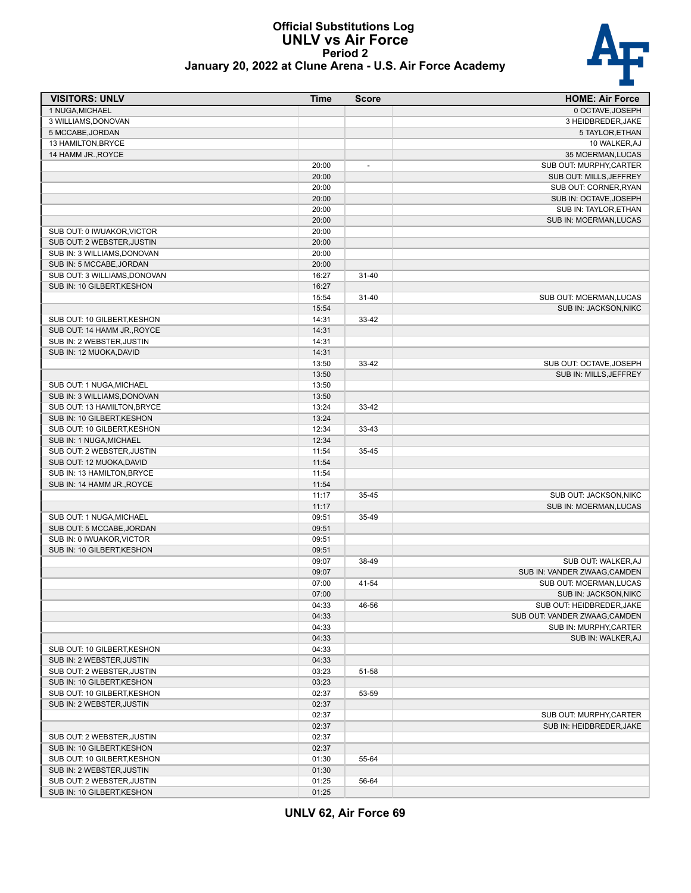# Official Substitutions Log
# UNLV vs Air Force
## Period 2
## January 20, 2022 at Clune Arena - U.S. Air Force Academy

| VISITORS: UNLV | Time | Score | HOME: Air Force |
|---|---|---|---|
| 1 NUGA,MICHAEL | | | 0 OCTAVE,JOSEPH |
| 3 WILLIAMS,DONOVAN | | | 3 HEIDBREDER,JAKE |
| 5 MCCABE,JORDAN | | | 5 TAYLOR,ETHAN |
| 13 HAMILTON,BRYCE | | | 10 WALKER,AJ |
| 14 HAMM JR.,ROYCE | | | 35 MOERMAN,LUCAS |
| | 20:00 | - | SUB OUT: MURPHY,CARTER |
| | 20:00 | | SUB OUT: MILLS,JEFFREY |
| | 20:00 | | SUB OUT: CORNER,RYAN |
| | 20:00 | | SUB IN: OCTAVE,JOSEPH |
| | 20:00 | | SUB IN: TAYLOR,ETHAN |
| | 20:00 | | SUB IN: MOERMAN,LUCAS |
| SUB OUT: 0 IWUAKOR,VICTOR | 20:00 | | |
| SUB OUT: 2 WEBSTER,JUSTIN | 20:00 | | |
| SUB IN: 3 WILLIAMS,DONOVAN | 20:00 | | |
| SUB IN: 5 MCCABE,JORDAN | 20:00 | | |
| SUB OUT: 3 WILLIAMS,DONOVAN | 16:27 | 31-40 | |
| SUB IN: 10 GILBERT,KESHON | 16:27 | | |
| | 15:54 | 31-40 | SUB OUT: MOERMAN,LUCAS |
| | 15:54 | | SUB IN: JACKSON,NIKC |
| SUB OUT: 10 GILBERT,KESHON | 14:31 | 33-42 | |
| SUB OUT: 14 HAMM JR.,ROYCE | 14:31 | | |
| SUB IN: 2 WEBSTER,JUSTIN | 14:31 | | |
| SUB IN: 12 MUOKA,DAVID | 14:31 | | |
| | 13:50 | 33-42 | SUB OUT: OCTAVE,JOSEPH |
| | 13:50 | | SUB IN: MILLS,JEFFREY |
| SUB OUT: 1 NUGA,MICHAEL | 13:50 | | |
| SUB IN: 3 WILLIAMS,DONOVAN | 13:50 | | |
| SUB OUT: 13 HAMILTON,BRYCE | 13:24 | 33-42 | |
| SUB IN: 10 GILBERT,KESHON | 13:24 | | |
| SUB OUT: 10 GILBERT,KESHON | 12:34 | 33-43 | |
| SUB IN: 1 NUGA,MICHAEL | 12:34 | | |
| SUB OUT: 2 WEBSTER,JUSTIN | 11:54 | 35-45 | |
| SUB OUT: 12 MUOKA,DAVID | 11:54 | | |
| SUB IN: 13 HAMILTON,BRYCE | 11:54 | | |
| SUB IN: 14 HAMM JR.,ROYCE | 11:54 | | |
| | 11:17 | 35-45 | SUB OUT: JACKSON,NIKC |
| | 11:17 | | SUB IN: MOERMAN,LUCAS |
| SUB OUT: 1 NUGA,MICHAEL | 09:51 | 35-49 | |
| SUB OUT: 5 MCCABE,JORDAN | 09:51 | | |
| SUB IN: 0 IWUAKOR,VICTOR | 09:51 | | |
| SUB IN: 10 GILBERT,KESHON | 09:51 | | |
| | 09:07 | 38-49 | SUB OUT: WALKER,AJ |
| | 09:07 | | SUB IN: VANDER ZWAAG,CAMDEN |
| | 07:00 | 41-54 | SUB OUT: MOERMAN,LUCAS |
| | 07:00 | | SUB IN: JACKSON,NIKC |
| | 04:33 | 46-56 | SUB OUT: HEIDBREDER,JAKE |
| | 04:33 | | SUB OUT: VANDER ZWAAG,CAMDEN |
| | 04:33 | | SUB IN: MURPHY,CARTER |
| | 04:33 | | SUB IN: WALKER,AJ |
| SUB OUT: 10 GILBERT,KESHON | 04:33 | | |
| SUB IN: 2 WEBSTER,JUSTIN | 04:33 | | |
| SUB OUT: 2 WEBSTER,JUSTIN | 03:23 | 51-58 | |
| SUB IN: 10 GILBERT,KESHON | 03:23 | | |
| SUB OUT: 10 GILBERT,KESHON | 02:37 | 53-59 | |
| SUB IN: 2 WEBSTER,JUSTIN | 02:37 | | |
| | 02:37 | | SUB OUT: MURPHY,CARTER |
| | 02:37 | | SUB IN: HEIDBREDER,JAKE |
| SUB OUT: 2 WEBSTER,JUSTIN | 02:37 | | |
| SUB IN: 10 GILBERT,KESHON | 02:37 | | |
| SUB OUT: 10 GILBERT,KESHON | 01:30 | 55-64 | |
| SUB IN: 2 WEBSTER,JUSTIN | 01:30 | | |
| SUB OUT: 2 WEBSTER,JUSTIN | 01:25 | 56-64 | |
| SUB IN: 10 GILBERT,KESHON | 01:25 | | |

**UNLV 62, Air Force 69**